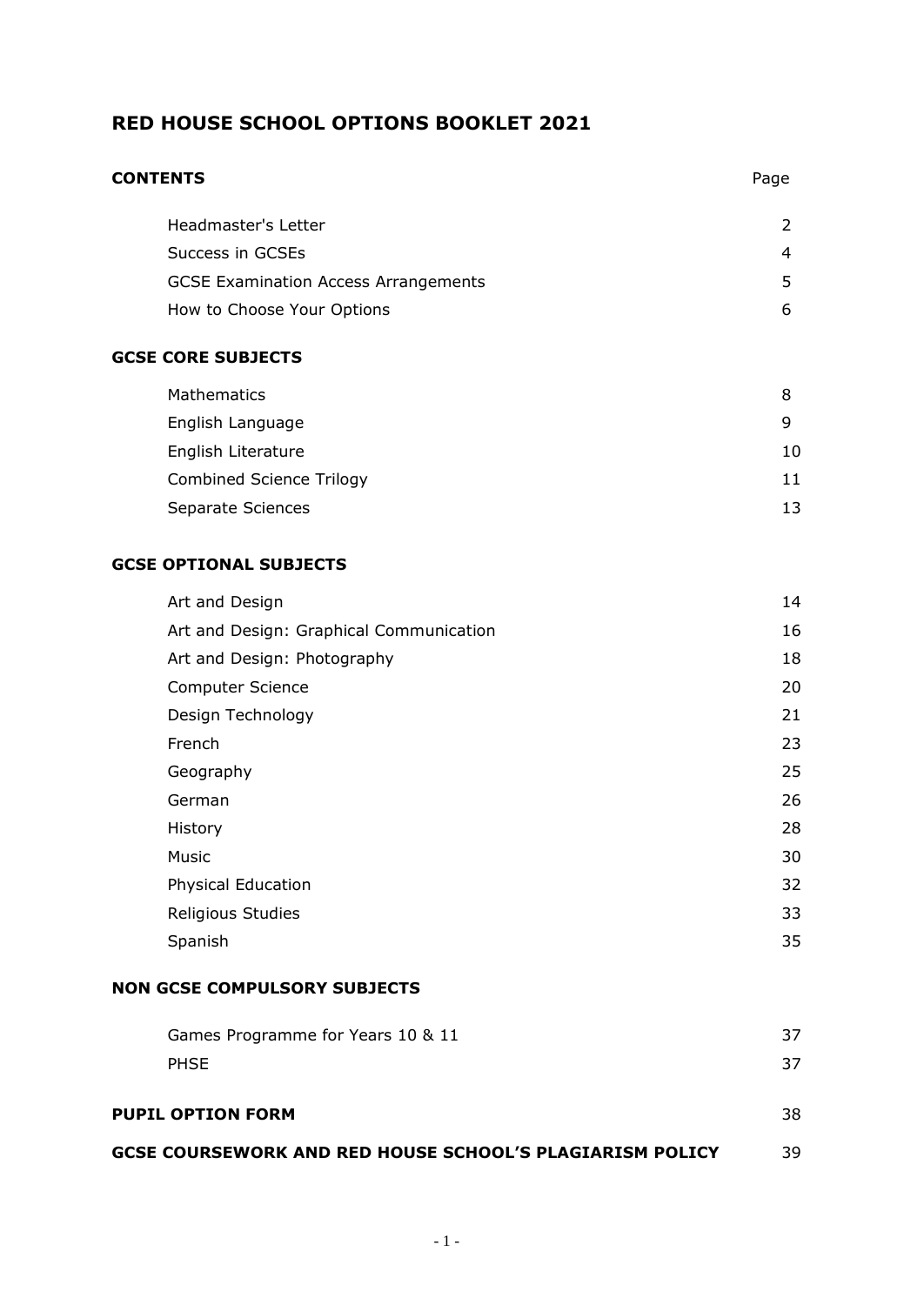# RED HOUSE SCHOOL OPTIONS BOOKLET 2021

| **CONTENTS** | Page |
|---|---|
| Headmaster's Letter | 2 |
| Success in GCSEs | 4 |
| GCSE Examination Access Arrangements | 5 |
| How to Choose Your Options | 6 |
| **GCSE CORE SUBJECTS** | |
| Mathematics | 8 |
| English Language | 9 |
| English Literature | 10 |
| Combined Science Trilogy | 11 |
| Separate Sciences | 13 |
| **GCSE OPTIONAL SUBJECTS** | |
| Art and Design | 14 |
| Art and Design: Graphical Communication | 16 |
| Art and Design: Photography | 18 |
| Computer Science | 20 |
| Design Technology | 21 |
| French | 23 |
| Geography | 25 |
| German | 26 |
| History | 28 |
| Music | 30 |
| Physical Education | 32 |
| Religious Studies | 33 |
| Spanish | 35 |
| **NON GCSE COMPULSORY SUBJECTS** | |
| Games Programme for Years 10 & 11 | 37 |
| PHSE | 37 |
| **PUPIL OPTION FORM** | 38 |
| **GCSE COURSEWORK AND RED HOUSE SCHOOL'S PLAGIARISM POLICY** | 39 |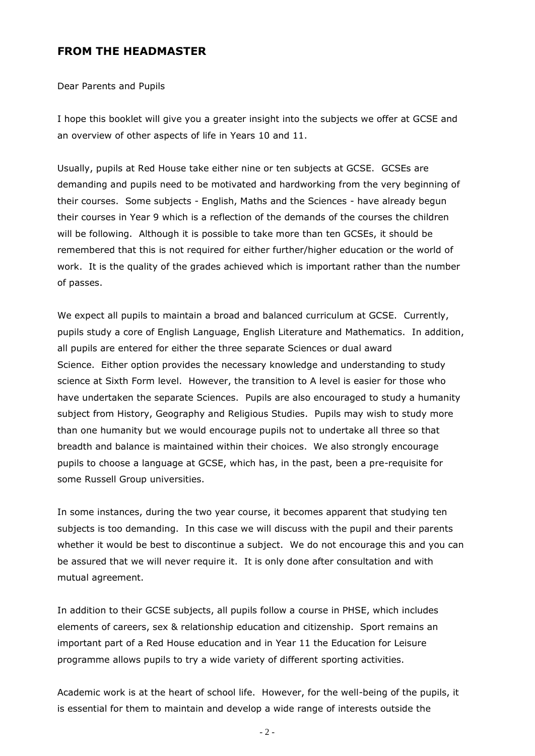## FROM THE HEADMASTER

Dear Parents and Pupils

I hope this booklet will give you a greater insight into the subjects we offer at GCSE and an overview of other aspects of life in Years 10 and 11.

Usually, pupils at Red House take either nine or ten subjects at GCSE. GCSEs are demanding and pupils need to be motivated and hardworking from the very beginning of their courses. Some subjects - English, Maths and the Sciences - have already begun their courses in Year 9 which is a reflection of the demands of the courses the children will be following. Although it is possible to take more than ten GCSEs, it should be remembered that this is not required for either further/higher education or the world of work. It is the quality of the grades achieved which is important rather than the number of passes.

We expect all pupils to maintain a broad and balanced curriculum at GCSE. Currently, pupils study a core of English Language, English Literature and Mathematics. In addition, all pupils are entered for either the three separate Sciences or dual award Science. Either option provides the necessary knowledge and understanding to study science at Sixth Form level. However, the transition to A level is easier for those who have undertaken the separate Sciences. Pupils are also encouraged to study a humanity subject from History, Geography and Religious Studies. Pupils may wish to study more than one humanity but we would encourage pupils not to undertake all three so that breadth and balance is maintained within their choices. We also strongly encourage pupils to choose a language at GCSE, which has, in the past, been a pre-requisite for some Russell Group universities.

In some instances, during the two year course, it becomes apparent that studying ten subjects is too demanding. In this case we will discuss with the pupil and their parents whether it would be best to discontinue a subject. We do not encourage this and you can be assured that we will never require it. It is only done after consultation and with mutual agreement.

In addition to their GCSE subjects, all pupils follow a course in PHSE, which includes elements of careers, sex & relationship education and citizenship. Sport remains an important part of a Red House education and in Year 11 the Education for Leisure programme allows pupils to try a wide variety of different sporting activities.

Academic work is at the heart of school life. However, for the well-being of the pupils, it is essential for them to maintain and develop a wide range of interests outside the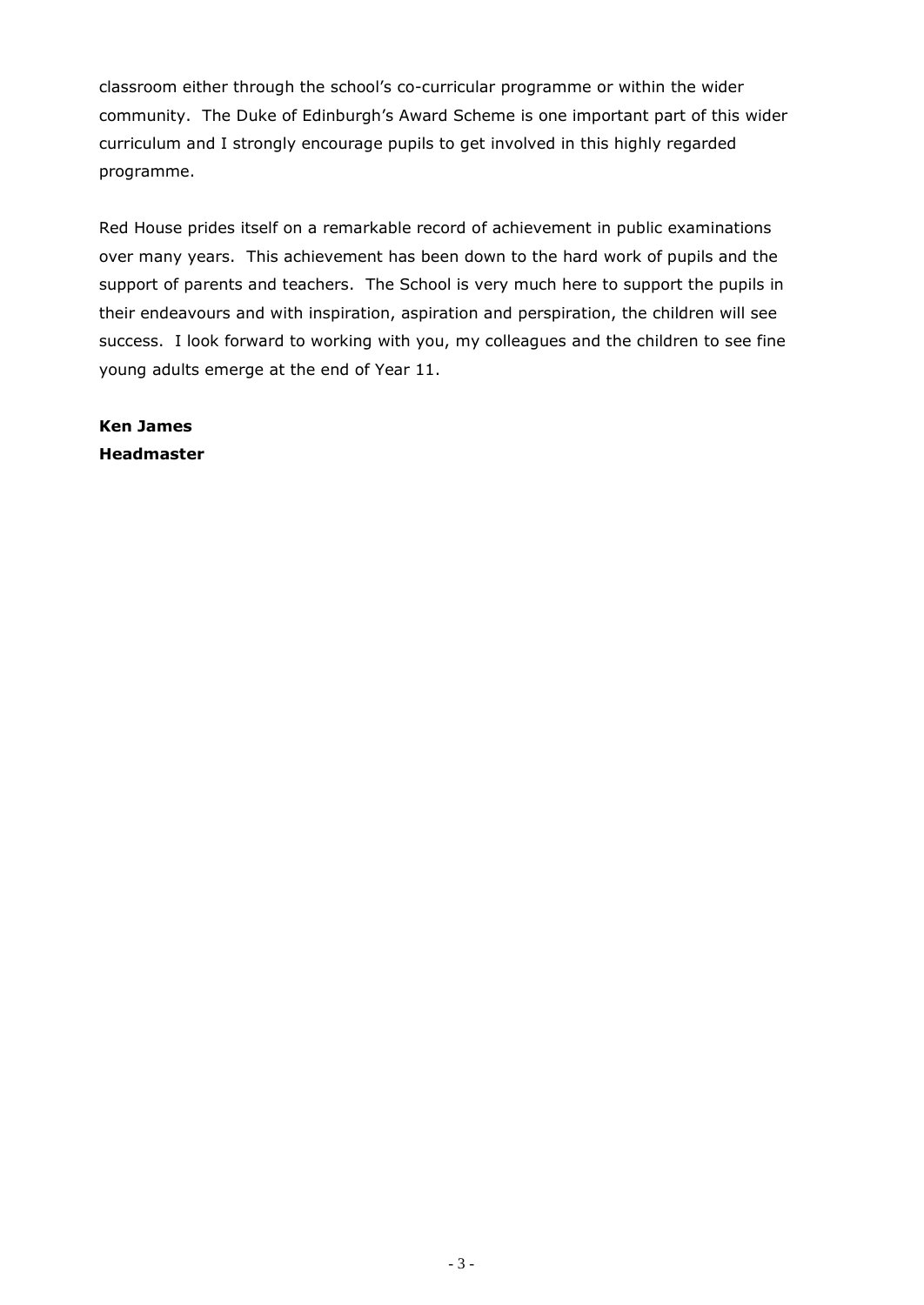classroom either through the school's co-curricular programme or within the wider community. The Duke of Edinburgh's Award Scheme is one important part of this wider curriculum and I strongly encourage pupils to get involved in this highly regarded programme.

Red House prides itself on a remarkable record of achievement in public examinations over many years. This achievement has been down to the hard work of pupils and the support of parents and teachers. The School is very much here to support the pupils in their endeavours and with inspiration, aspiration and perspiration, the children will see success. I look forward to working with you, my colleagues and the children to see fine young adults emerge at the end of Year 11.

**Ken James**
**Headmaster**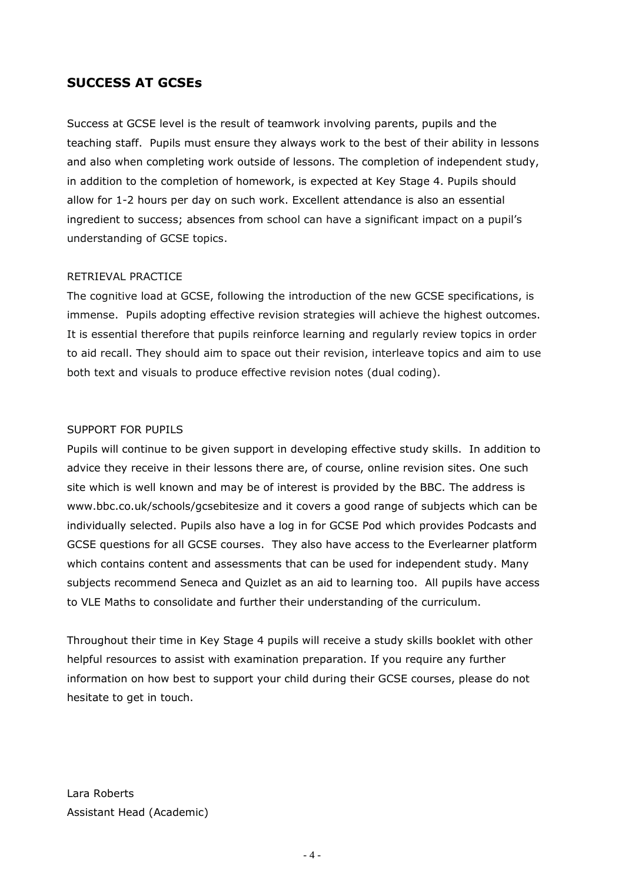## SUCCESS AT GCSEs

Success at GCSE level is the result of teamwork involving parents, pupils and the teaching staff. Pupils must ensure they always work to the best of their ability in lessons and also when completing work outside of lessons. The completion of independent study, in addition to the completion of homework, is expected at Key Stage 4. Pupils should allow for 1-2 hours per day on such work. Excellent attendance is also an essential ingredient to success; absences from school can have a significant impact on a pupil's understanding of GCSE topics.

RETRIEVAL PRACTICE

The cognitive load at GCSE, following the introduction of the new GCSE specifications, is immense. Pupils adopting effective revision strategies will achieve the highest outcomes. It is essential therefore that pupils reinforce learning and regularly review topics in order to aid recall. They should aim to space out their revision, interleave topics and aim to use both text and visuals to produce effective revision notes (dual coding).

SUPPORT FOR PUPILS

Pupils will continue to be given support in developing effective study skills. In addition to advice they receive in their lessons there are, of course, online revision sites. One such site which is well known and may be of interest is provided by the BBC. The address is www.bbc.co.uk/schools/gcsebitesize and it covers a good range of subjects which can be individually selected. Pupils also have a log in for GCSE Pod which provides Podcasts and GCSE questions for all GCSE courses. They also have access to the Everlearner platform which contains content and assessments that can be used for independent study. Many subjects recommend Seneca and Quizlet as an aid to learning too. All pupils have access to VLE Maths to consolidate and further their understanding of the curriculum.

Throughout their time in Key Stage 4 pupils will receive a study skills booklet with other helpful resources to assist with examination preparation. If you require any further information on how best to support your child during their GCSE courses, please do not hesitate to get in touch.

Lara Roberts
Assistant Head (Academic)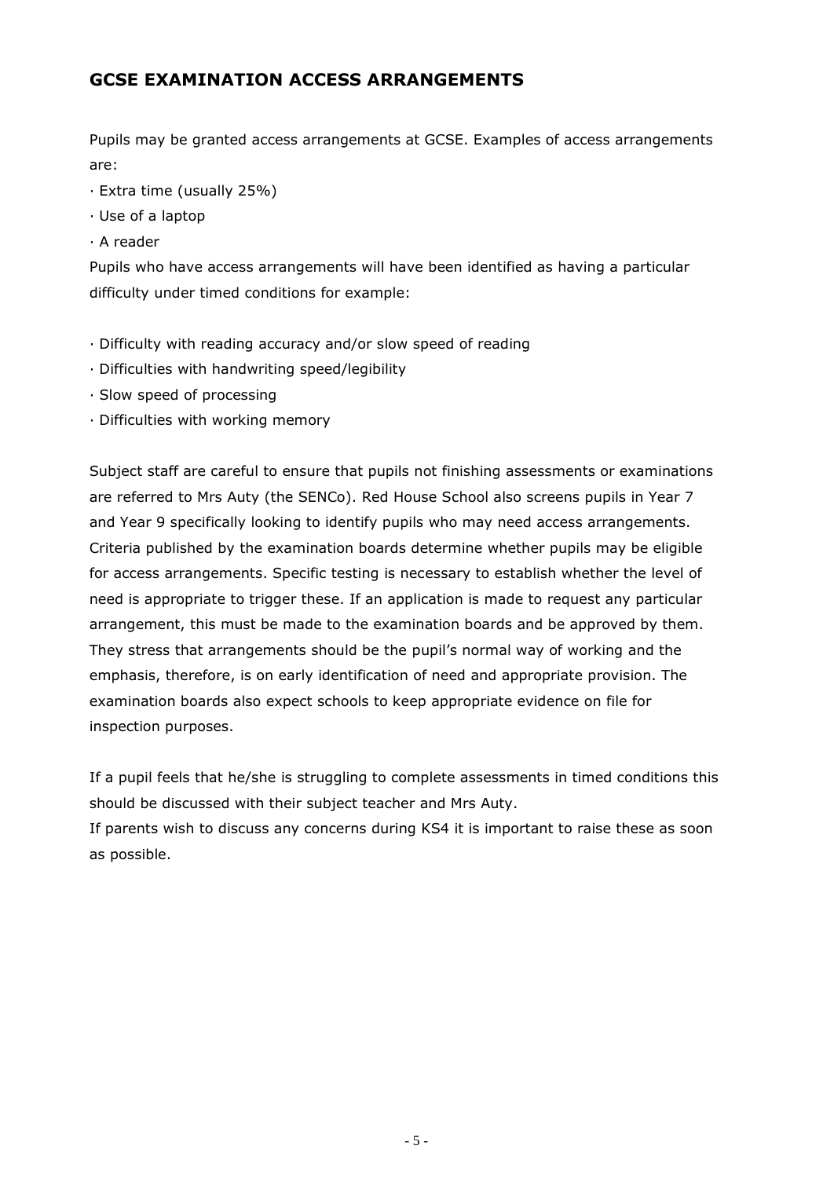## GCSE EXAMINATION ACCESS ARRANGEMENTS

Pupils may be granted access arrangements at GCSE. Examples of access arrangements are:

- Extra time (usually 25%)
- Use of a laptop
- A reader

Pupils who have access arrangements will have been identified as having a particular difficulty under timed conditions for example:

- Difficulty with reading accuracy and/or slow speed of reading
- Difficulties with handwriting speed/legibility
- Slow speed of processing
- Difficulties with working memory

Subject staff are careful to ensure that pupils not finishing assessments or examinations are referred to Mrs Auty (the SENCo). Red House School also screens pupils in Year 7 and Year 9 specifically looking to identify pupils who may need access arrangements. Criteria published by the examination boards determine whether pupils may be eligible for access arrangements. Specific testing is necessary to establish whether the level of need is appropriate to trigger these. If an application is made to request any particular arrangement, this must be made to the examination boards and be approved by them. They stress that arrangements should be the pupil's normal way of working and the emphasis, therefore, is on early identification of need and appropriate provision. The examination boards also expect schools to keep appropriate evidence on file for inspection purposes.

If a pupil feels that he/she is struggling to complete assessments in timed conditions this should be discussed with their subject teacher and Mrs Auty.

If parents wish to discuss any concerns during KS4 it is important to raise these as soon as possible.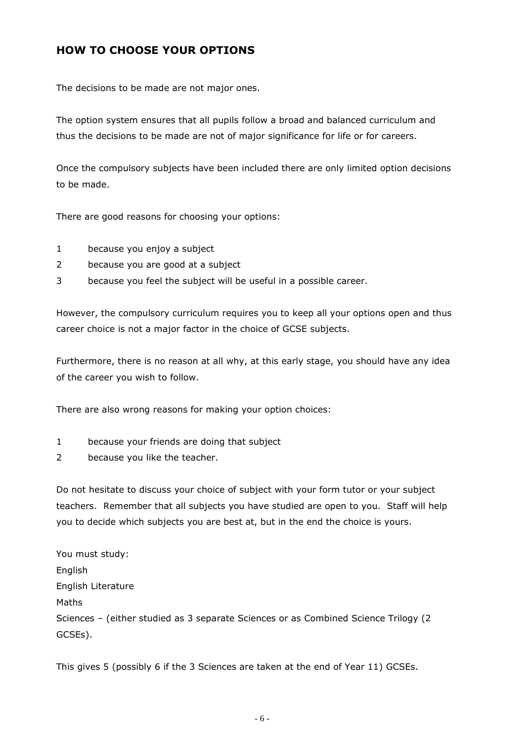## HOW TO CHOOSE YOUR OPTIONS

The decisions to be made are not major ones.

The option system ensures that all pupils follow a broad and balanced curriculum and thus the decisions to be made are not of major significance for life or for careers.

Once the compulsory subjects have been included there are only limited option decisions to be made.

There are good reasons for choosing your options:

1. because you enjoy a subject
2. because you are good at a subject
3. because you feel the subject will be useful in a possible career.

However, the compulsory curriculum requires you to keep all your options open and thus career choice is not a major factor in the choice of GCSE subjects.

Furthermore, there is no reason at all why, at this early stage, you should have any idea of the career you wish to follow.

There are also wrong reasons for making your option choices:

1. because your friends are doing that subject
2. because you like the teacher.

Do not hesitate to discuss your choice of subject with your form tutor or your subject teachers. Remember that all subjects you have studied are open to you. Staff will help you to decide which subjects you are best at, but in the end the choice is yours.

You must study:
English
English Literature
Maths
Sciences – (either studied as 3 separate Sciences or as Combined Science Trilogy (2 GCSEs).

This gives 5 (possibly 6 if the 3 Sciences are taken at the end of Year 11) GCSEs.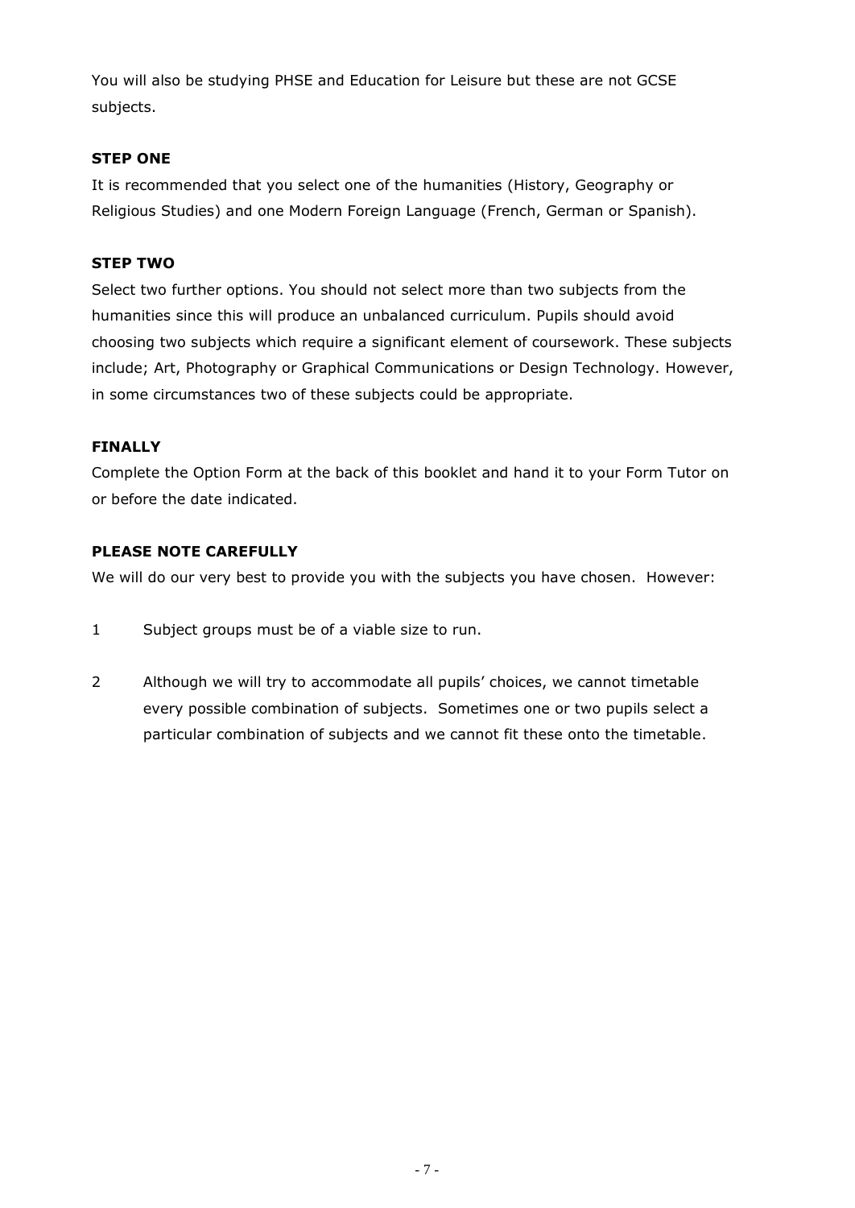You will also be studying PHSE and Education for Leisure but these are not GCSE subjects.

### STEP ONE

It is recommended that you select one of the humanities (History, Geography or Religious Studies) and one Modern Foreign Language (French, German or Spanish).

### STEP TWO

Select two further options. You should not select more than two subjects from the humanities since this will produce an unbalanced curriculum. Pupils should avoid choosing two subjects which require a significant element of coursework. These subjects include; Art, Photography or Graphical Communications or Design Technology. However, in some circumstances two of these subjects could be appropriate.

### FINALLY

Complete the Option Form at the back of this booklet and hand it to your Form Tutor on or before the date indicated.

### PLEASE NOTE CAREFULLY

We will do our very best to provide you with the subjects you have chosen. However:

1. Subject groups must be of a viable size to run.
2. Although we will try to accommodate all pupils' choices, we cannot timetable every possible combination of subjects. Sometimes one or two pupils select a particular combination of subjects and we cannot fit these onto the timetable.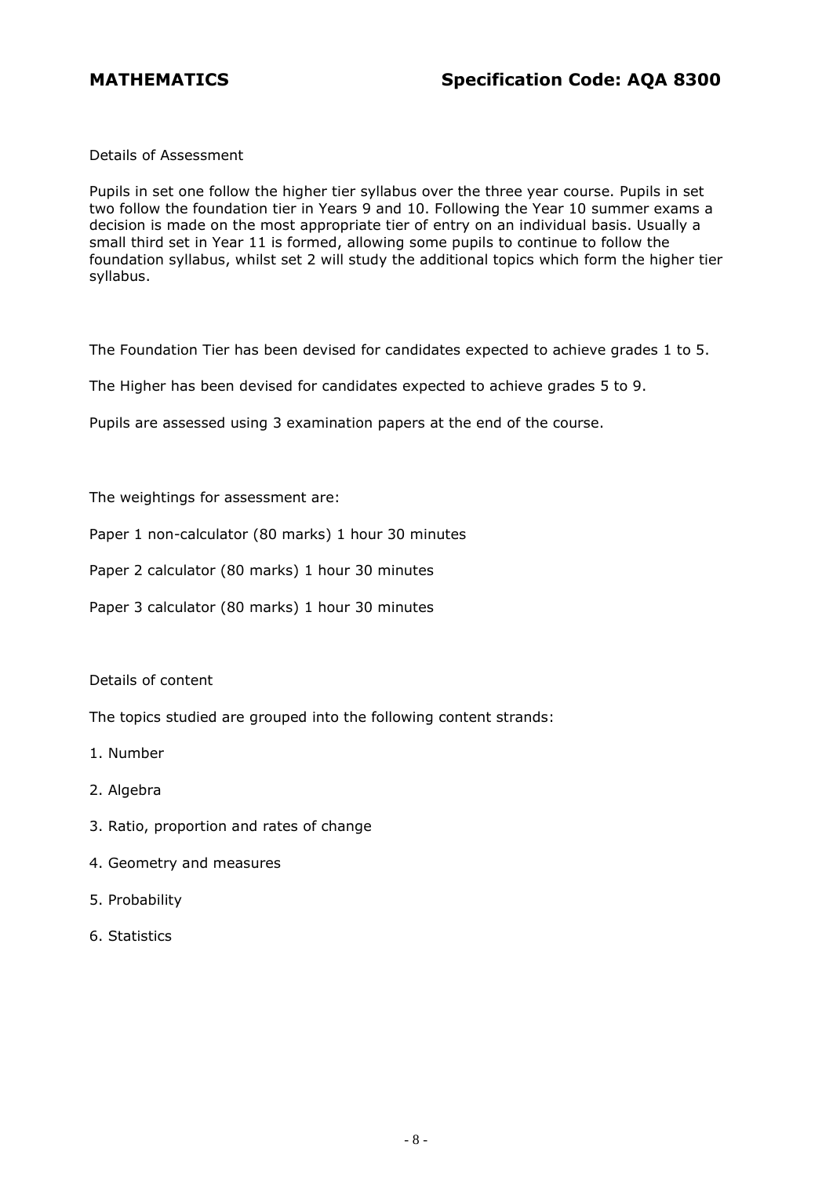## MATHEMATICS Specification Code: AQA 8300

Details of Assessment

Pupils in set one follow the higher tier syllabus over the three year course. Pupils in set two follow the foundation tier in Years 9 and 10. Following the Year 10 summer exams a decision is made on the most appropriate tier of entry on an individual basis. Usually a small third set in Year 11 is formed, allowing some pupils to continue to follow the foundation syllabus, whilst set 2 will study the additional topics which form the higher tier syllabus.

The Foundation Tier has been devised for candidates expected to achieve grades 1 to 5.

The Higher has been devised for candidates expected to achieve grades 5 to 9.

Pupils are assessed using 3 examination papers at the end of the course.

The weightings for assessment are:

Paper 1 non-calculator (80 marks) 1 hour 30 minutes

Paper 2 calculator (80 marks) 1 hour 30 minutes

Paper 3 calculator (80 marks) 1 hour 30 minutes

Details of content

The topics studied are grouped into the following content strands:

1. Number
2. Algebra
3. Ratio, proportion and rates of change
4. Geometry and measures
5. Probability
6. Statistics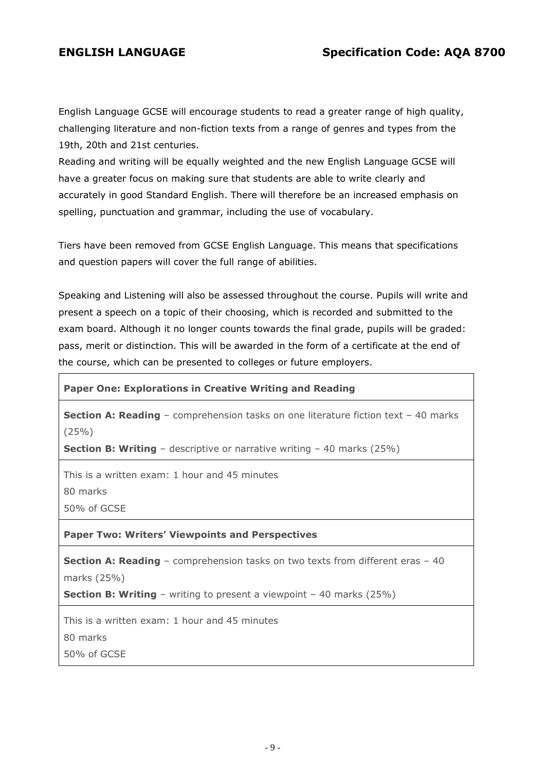## ENGLISH LANGUAGE — Specification Code: AQA 8700

English Language GCSE will encourage students to read a greater range of high quality, challenging literature and non-fiction texts from a range of genres and types from the 19th, 20th and 21st centuries.
Reading and writing will be equally weighted and the new English Language GCSE will have a greater focus on making sure that students are able to write clearly and accurately in good Standard English. There will therefore be an increased emphasis on spelling, punctuation and grammar, including the use of vocabulary.

Tiers have been removed from GCSE English Language. This means that specifications and question papers will cover the full range of abilities.

Speaking and Listening will also be assessed throughout the course. Pupils will write and present a speech on a topic of their choosing, which is recorded and submitted to the exam board. Although it no longer counts towards the final grade, pupils will be graded: pass, merit or distinction. This will be awarded in the form of a certificate at the end of the course, which can be presented to colleges or future employers.

| **Paper One: Explorations in Creative Writing and Reading** |
|---|
| **Section A: Reading** – comprehension tasks on one literature fiction text – 40 marks (25%)<br>**Section B: Writing** – descriptive or narrative writing – 40 marks (25%) |
| This is a written exam: 1 hour and 45 minutes<br>80 marks<br>50% of GCSE |
| **Paper Two: Writers' Viewpoints and Perspectives** |
| **Section A: Reading** – comprehension tasks on two texts from different eras – 40 marks (25%)<br>**Section B: Writing** – writing to present a viewpoint – 40 marks (25%) |
| This is a written exam: 1 hour and 45 minutes<br>80 marks<br>50% of GCSE |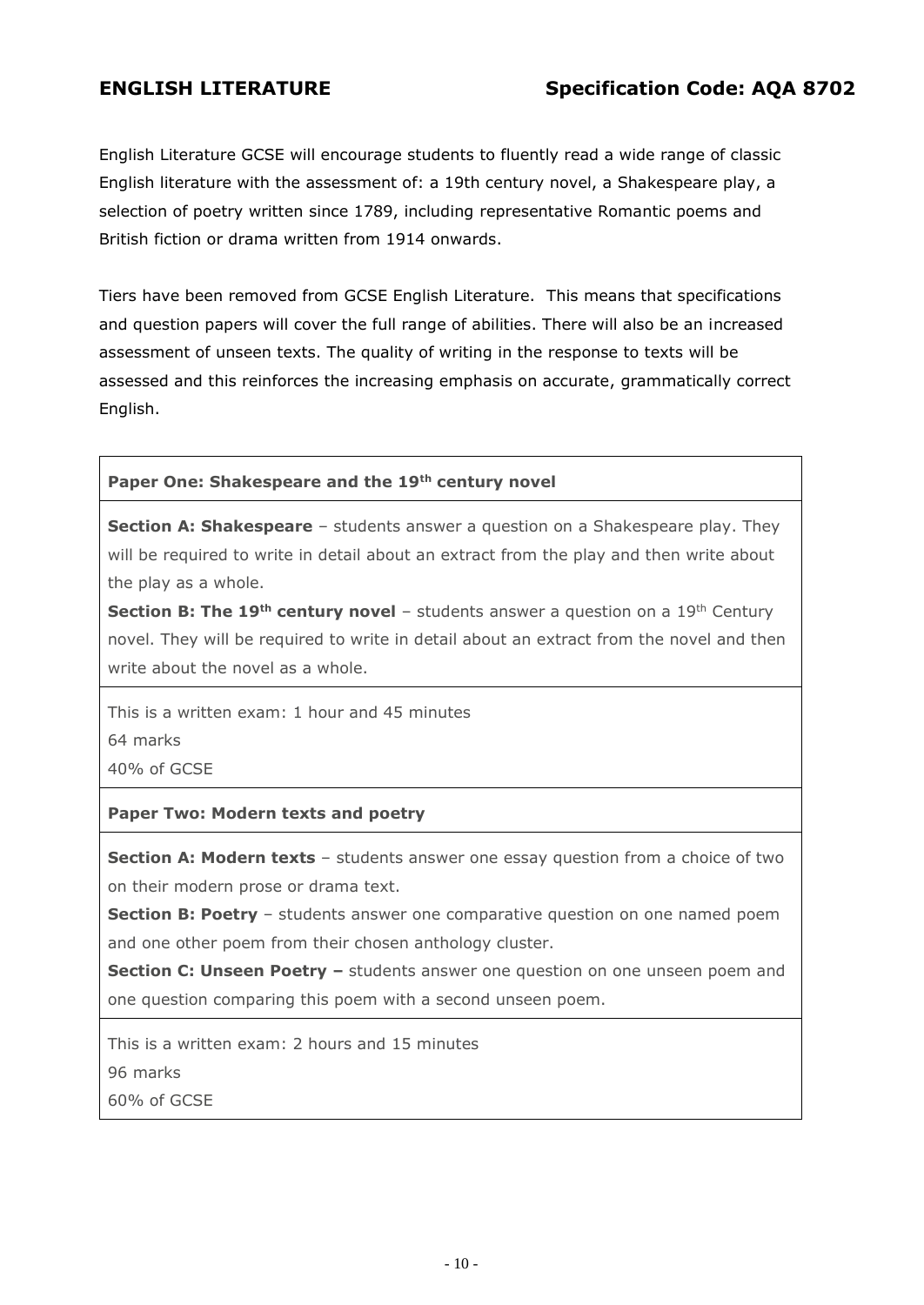## ENGLISH LITERATURE — Specification Code: AQA 8702

English Literature GCSE will encourage students to fluently read a wide range of classic English literature with the assessment of: a 19th century novel, a Shakespeare play, a selection of poetry written since 1789, including representative Romantic poems and British fiction or drama written from 1914 onwards.

Tiers have been removed from GCSE English Literature. This means that specifications and question papers will cover the full range of abilities. There will also be an increased assessment of unseen texts. The quality of writing in the response to texts will be assessed and this reinforces the increasing emphasis on accurate, grammatically correct English.

| **Paper One: Shakespeare and the 19th century novel** |
|---|
| **Section A: Shakespeare** – students answer a question on a Shakespeare play. They will be required to write in detail about an extract from the play and then write about the play as a whole.<br>**Section B: The 19th century novel** – students answer a question on a 19th Century novel. They will be required to write in detail about an extract from the novel and then write about the novel as a whole. |
| This is a written exam: 1 hour and 45 minutes<br>64 marks<br>40% of GCSE |
| **Paper Two: Modern texts and poetry** |
| **Section A: Modern texts** – students answer one essay question from a choice of two on their modern prose or drama text.<br>**Section B: Poetry** – students answer one comparative question on one named poem and one other poem from their chosen anthology cluster.<br>**Section C: Unseen Poetry –** students answer one question on one unseen poem and one question comparing this poem with a second unseen poem. |
| This is a written exam: 2 hours and 15 minutes<br>96 marks<br>60% of GCSE |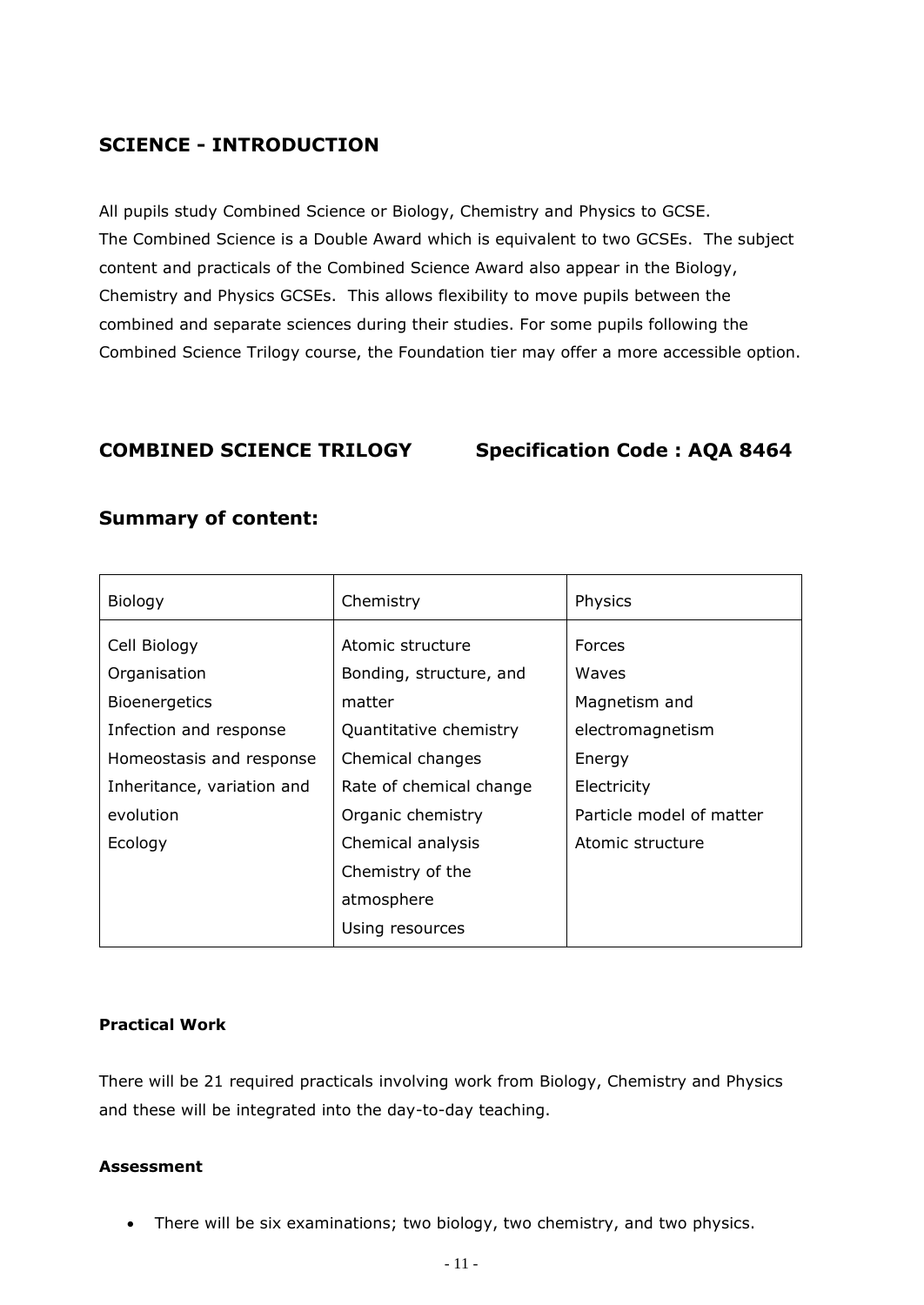## SCIENCE - INTRODUCTION

All pupils study Combined Science or Biology, Chemistry and Physics to GCSE.
The Combined Science is a Double Award which is equivalent to two GCSEs. The subject content and practicals of the Combined Science Award also appear in the Biology, Chemistry and Physics GCSEs. This allows flexibility to move pupils between the combined and separate sciences during their studies. For some pupils following the Combined Science Trilogy course, the Foundation tier may offer a more accessible option.

## COMBINED SCIENCE TRILOGY Specification Code : AQA 8464

## Summary of content:

| Biology | Chemistry | Physics |
|---|---|---|
| Cell Biology<br>Organisation<br>Bioenergetics<br>Infection and response<br>Homeostasis and response<br>Inheritance, variation and evolution<br>Ecology | Atomic structure<br>Bonding, structure, and matter<br>Quantitative chemistry<br>Chemical changes<br>Rate of chemical change<br>Organic chemistry<br>Chemical analysis<br>Chemistry of the atmosphere<br>Using resources | Forces<br>Waves<br>Magnetism and electromagnetism<br>Energy<br>Electricity<br>Particle model of matter<br>Atomic structure |

**Practical Work**

There will be 21 required practicals involving work from Biology, Chemistry and Physics and these will be integrated into the day-to-day teaching.

**Assessment**

- There will be six examinations; two biology, two chemistry, and two physics.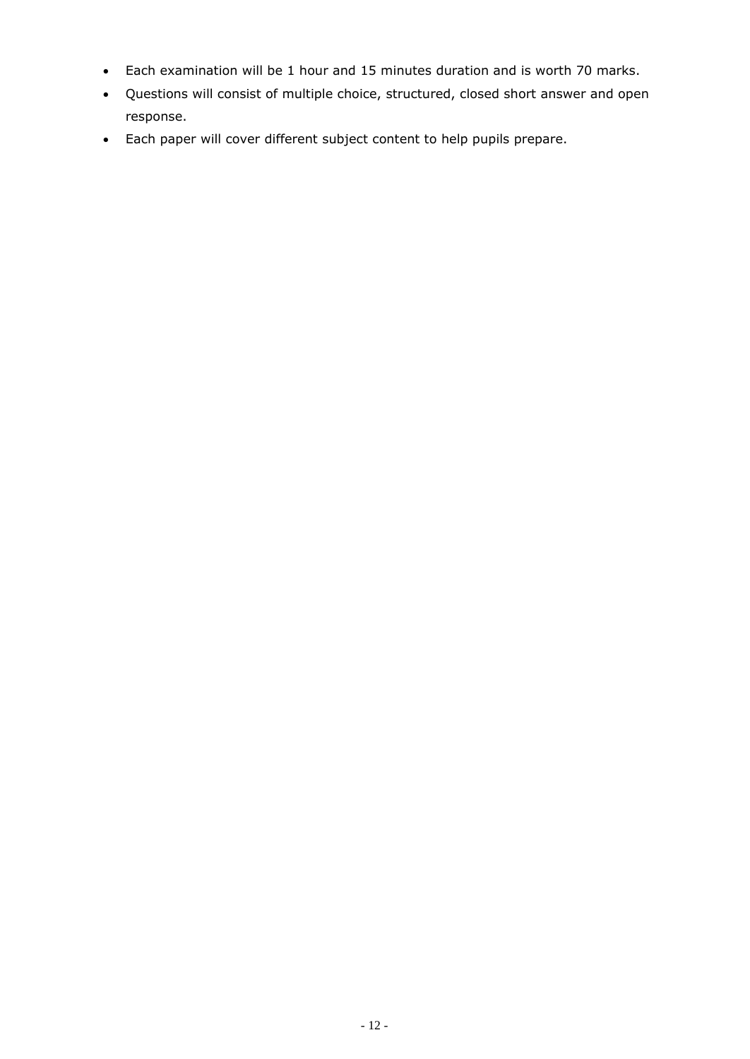- Each examination will be 1 hour and 15 minutes duration and is worth 70 marks.
- Questions will consist of multiple choice, structured, closed short answer and open response.
- Each paper will cover different subject content to help pupils prepare.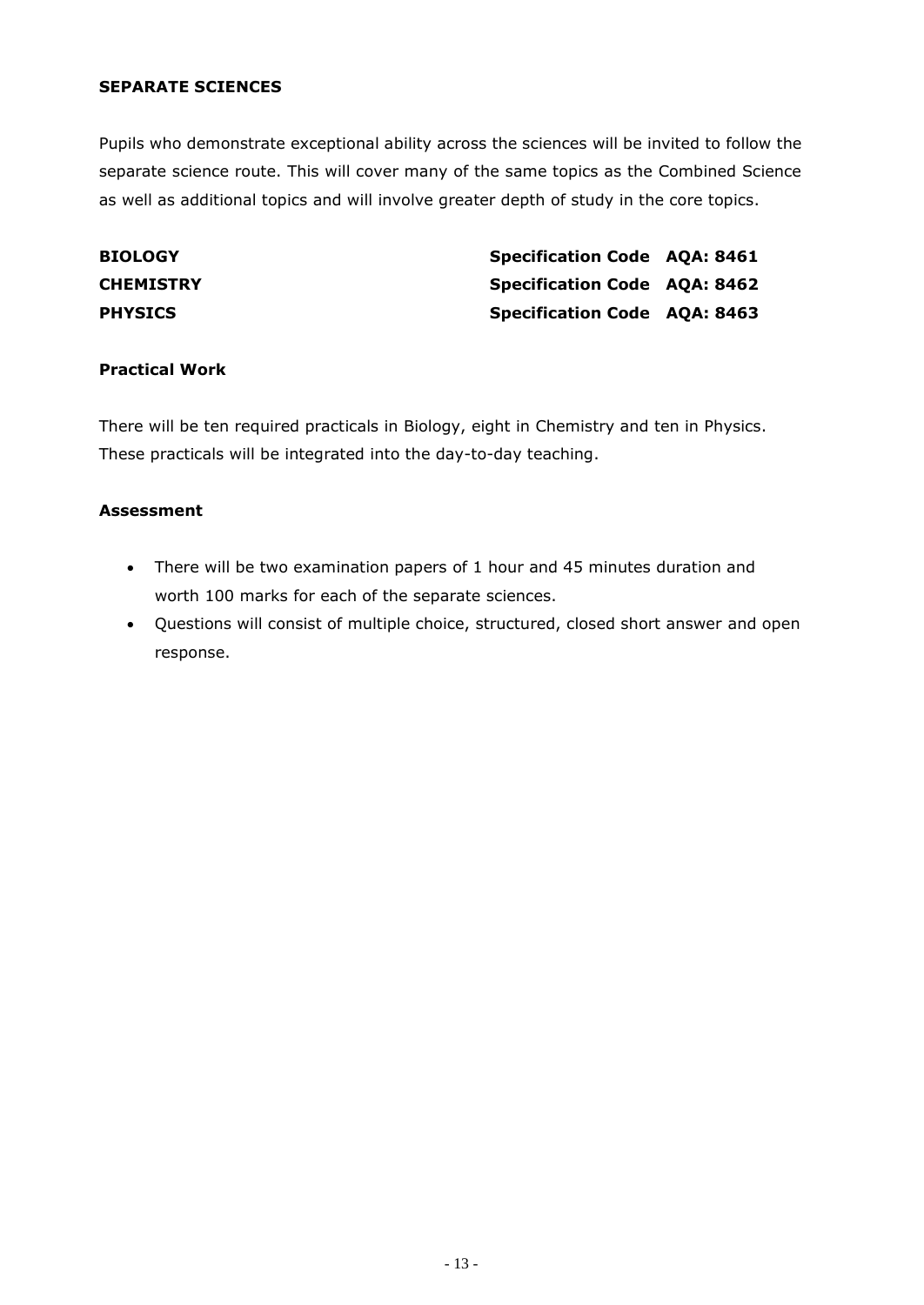## SEPARATE SCIENCES

Pupils who demonstrate exceptional ability across the sciences will be invited to follow the separate science route. This will cover many of the same topics as the Combined Science as well as additional topics and will involve greater depth of study in the core topics.

| | |
|---|---|
| **BIOLOGY** | **Specification Code AQA: 8461** |
| **CHEMISTRY** | **Specification Code AQA: 8462** |
| **PHYSICS** | **Specification Code AQA: 8463** |

### Practical Work

There will be ten required practicals in Biology, eight in Chemistry and ten in Physics. These practicals will be integrated into the day-to-day teaching.

### Assessment

- There will be two examination papers of 1 hour and 45 minutes duration and worth 100 marks for each of the separate sciences.
- Questions will consist of multiple choice, structured, closed short answer and open response.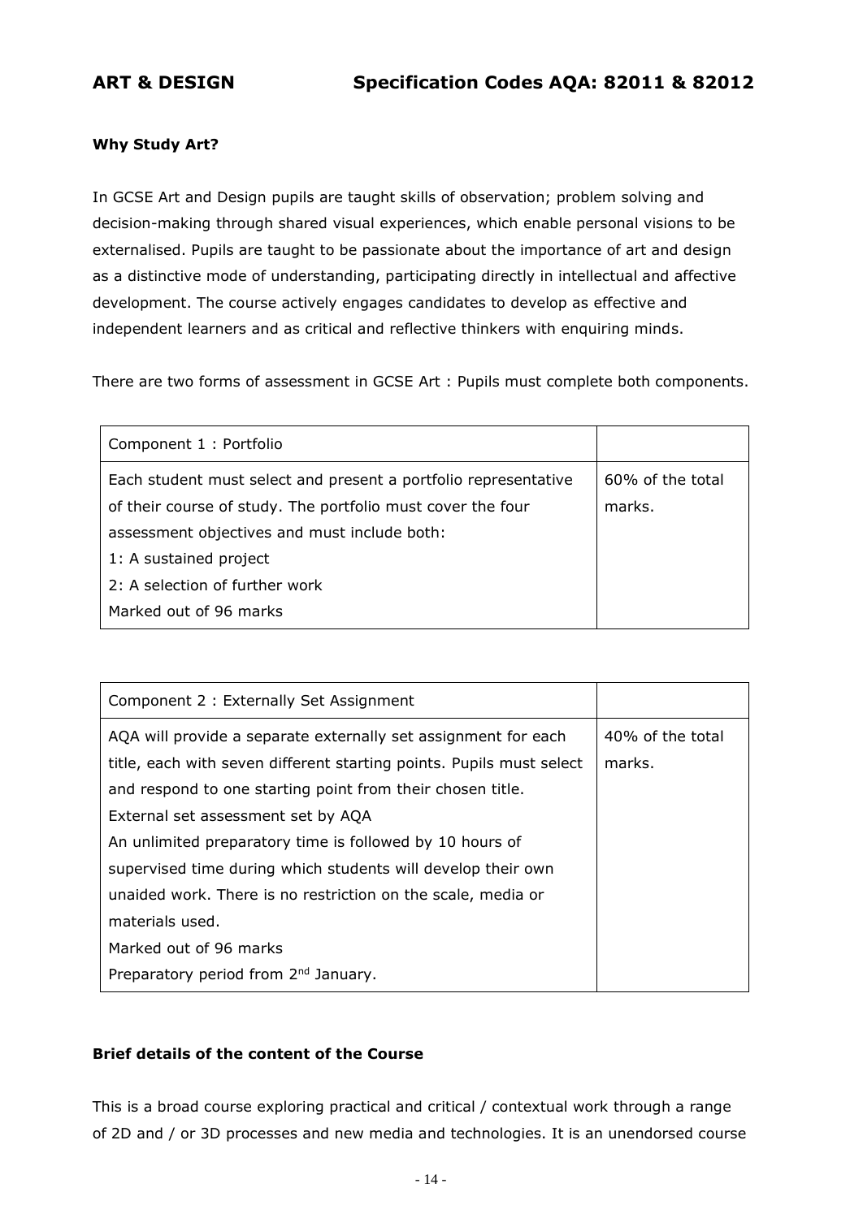## ART & DESIGN Specification Codes AQA: 82011 & 82012

**Why Study Art?**

In GCSE Art and Design pupils are taught skills of observation; problem solving and decision-making through shared visual experiences, which enable personal visions to be externalised. Pupils are taught to be passionate about the importance of art and design as a distinctive mode of understanding, participating directly in intellectual and affective development. The course actively engages candidates to develop as effective and independent learners and as critical and reflective thinkers with enquiring minds.

There are two forms of assessment in GCSE Art : Pupils must complete both components.

| Component 1 : Portfolio | |
|---|---|
| Each student must select and present a portfolio representative of their course of study. The portfolio must cover the four assessment objectives and must include both:<br>1: A sustained project<br>2: A selection of further work<br>Marked out of 96 marks | 60% of the total marks. |

| Component 2 : Externally Set Assignment | |
|---|---|
| AQA will provide a separate externally set assignment for each title, each with seven different starting points. Pupils must select and respond to one starting point from their chosen title.<br>External set assessment set by AQA<br>An unlimited preparatory time is followed by 10 hours of supervised time during which students will develop their own unaided work. There is no restriction on the scale, media or materials used.<br>Marked out of 96 marks<br>Preparatory period from 2nd January. | 40% of the total marks. |

**Brief details of the content of the Course**

This is a broad course exploring practical and critical / contextual work through a range of 2D and / or 3D processes and new media and technologies. It is an unendorsed course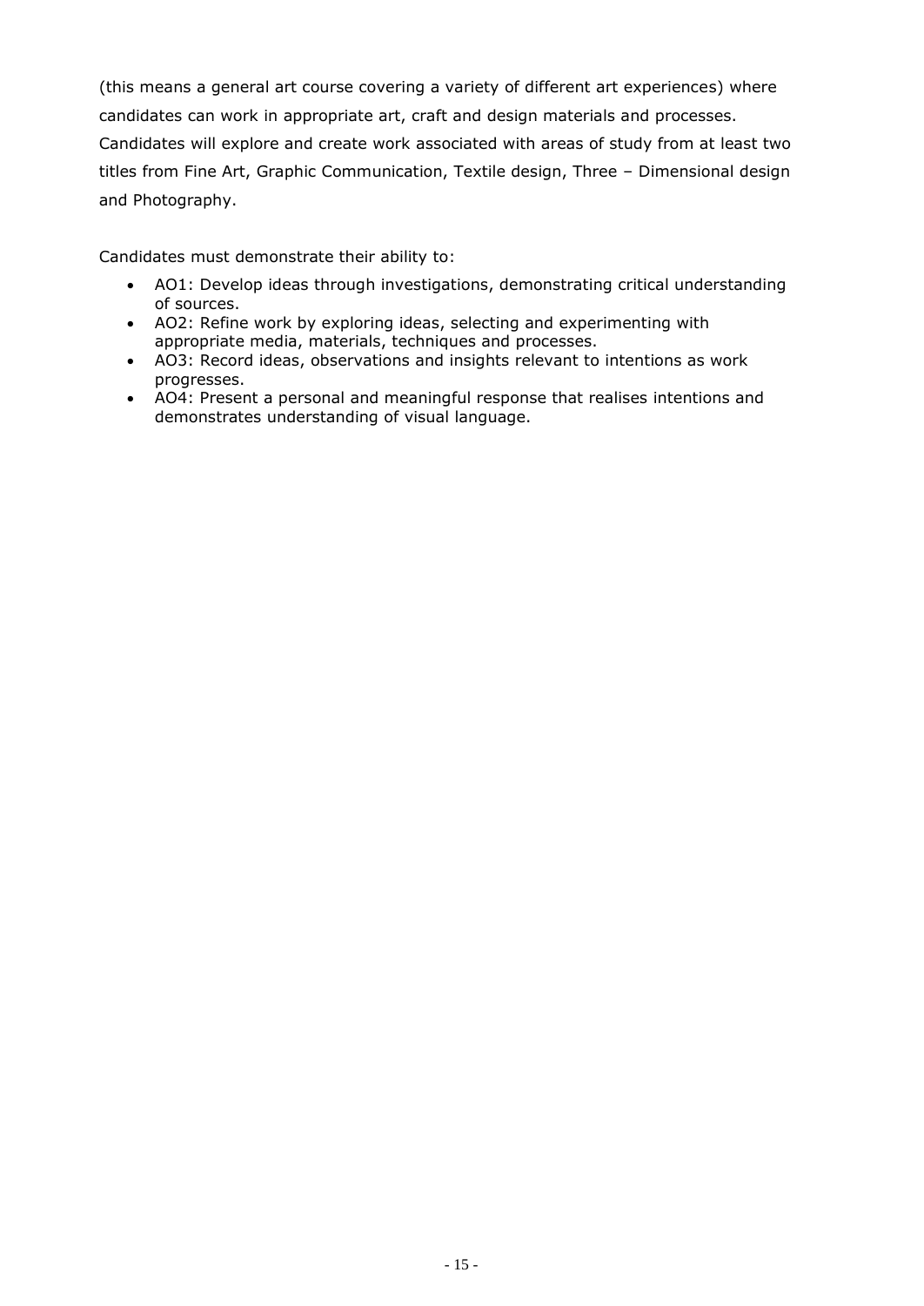(this means a general art course covering a variety of different art experiences) where candidates can work in appropriate art, craft and design materials and processes. Candidates will explore and create work associated with areas of study from at least two titles from Fine Art, Graphic Communication, Textile design, Three – Dimensional design and Photography.

Candidates must demonstrate their ability to:

- AO1: Develop ideas through investigations, demonstrating critical understanding of sources.
- AO2: Refine work by exploring ideas, selecting and experimenting with appropriate media, materials, techniques and processes.
- AO3: Record ideas, observations and insights relevant to intentions as work progresses.
- AO4: Present a personal and meaningful response that realises intentions and demonstrates understanding of visual language.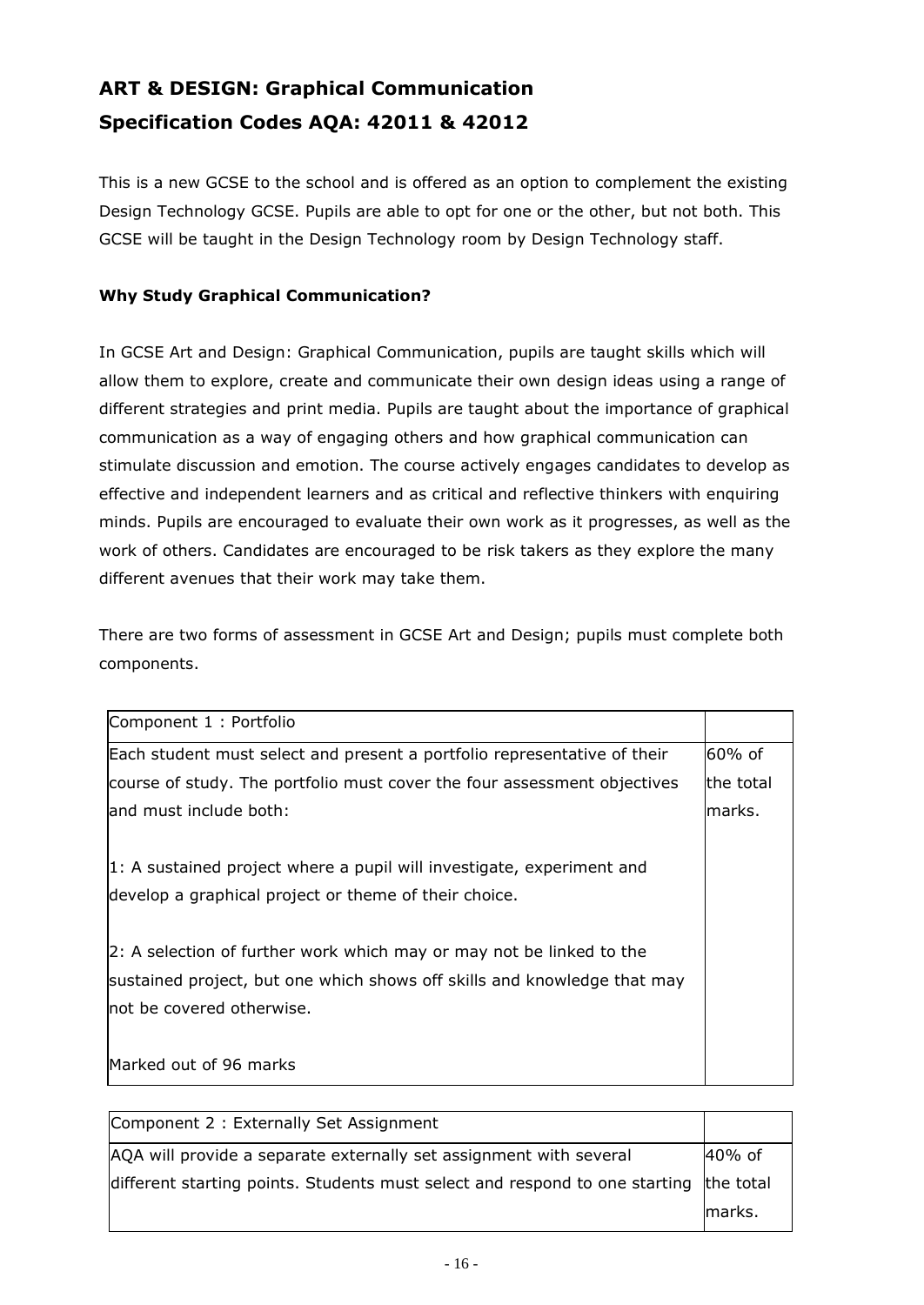# ART & DESIGN: Graphical Communication
# Specification Codes AQA: 42011 & 42012

This is a new GCSE to the school and is offered as an option to complement the existing Design Technology GCSE. Pupils are able to opt for one or the other, but not both. This GCSE will be taught in the Design Technology room by Design Technology staff.

### Why Study Graphical Communication?

In GCSE Art and Design: Graphical Communication, pupils are taught skills which will allow them to explore, create and communicate their own design ideas using a range of different strategies and print media. Pupils are taught about the importance of graphical communication as a way of engaging others and how graphical communication can stimulate discussion and emotion. The course actively engages candidates to develop as effective and independent learners and as critical and reflective thinkers with enquiring minds. Pupils are encouraged to evaluate their own work as it progresses, as well as the work of others. Candidates are encouraged to be risk takers as they explore the many different avenues that their work may take them.

There are two forms of assessment in GCSE Art and Design; pupils must complete both components.

| Component 1 : Portfolio | |
|---|---|
| Each student must select and present a portfolio representative of their course of study. The portfolio must cover the four assessment objectives and must include both:<br><br>1: A sustained project where a pupil will investigate, experiment and develop a graphical project or theme of their choice.<br><br>2: A selection of further work which may or may not be linked to the sustained project, but one which shows off skills and knowledge that may not be covered otherwise.<br><br>Marked out of 96 marks | 60% of the total marks. |

| Component 2 : Externally Set Assignment | |
|---|---|
| AQA will provide a separate externally set assignment with several different starting points. Students must select and respond to one starting | 40% of the total marks. |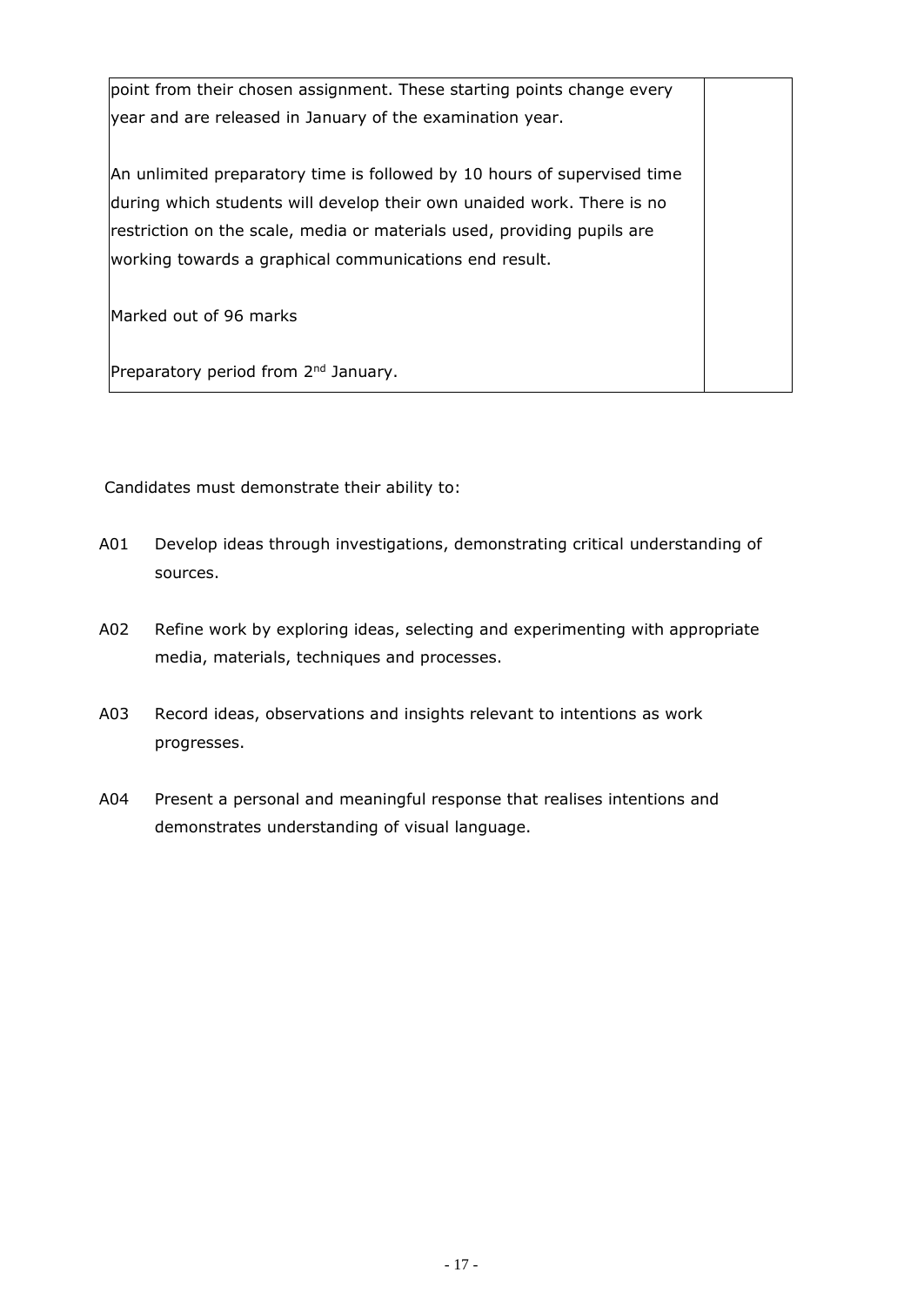| | |
|---|---|
| point from their chosen assignment. These starting points change every year and are released in January of the examination year.<br><br>An unlimited preparatory time is followed by 10 hours of supervised time during which students will develop their own unaided work. There is no restriction on the scale, media or materials used, providing pupils are working towards a graphical communications end result.<br><br>Marked out of 96 marks<br><br>Preparatory period from 2nd January. | |

Candidates must demonstrate their ability to:

A01 Develop ideas through investigations, demonstrating critical understanding of sources.

A02 Refine work by exploring ideas, selecting and experimenting with appropriate media, materials, techniques and processes.

A03 Record ideas, observations and insights relevant to intentions as work progresses.

A04 Present a personal and meaningful response that realises intentions and demonstrates understanding of visual language.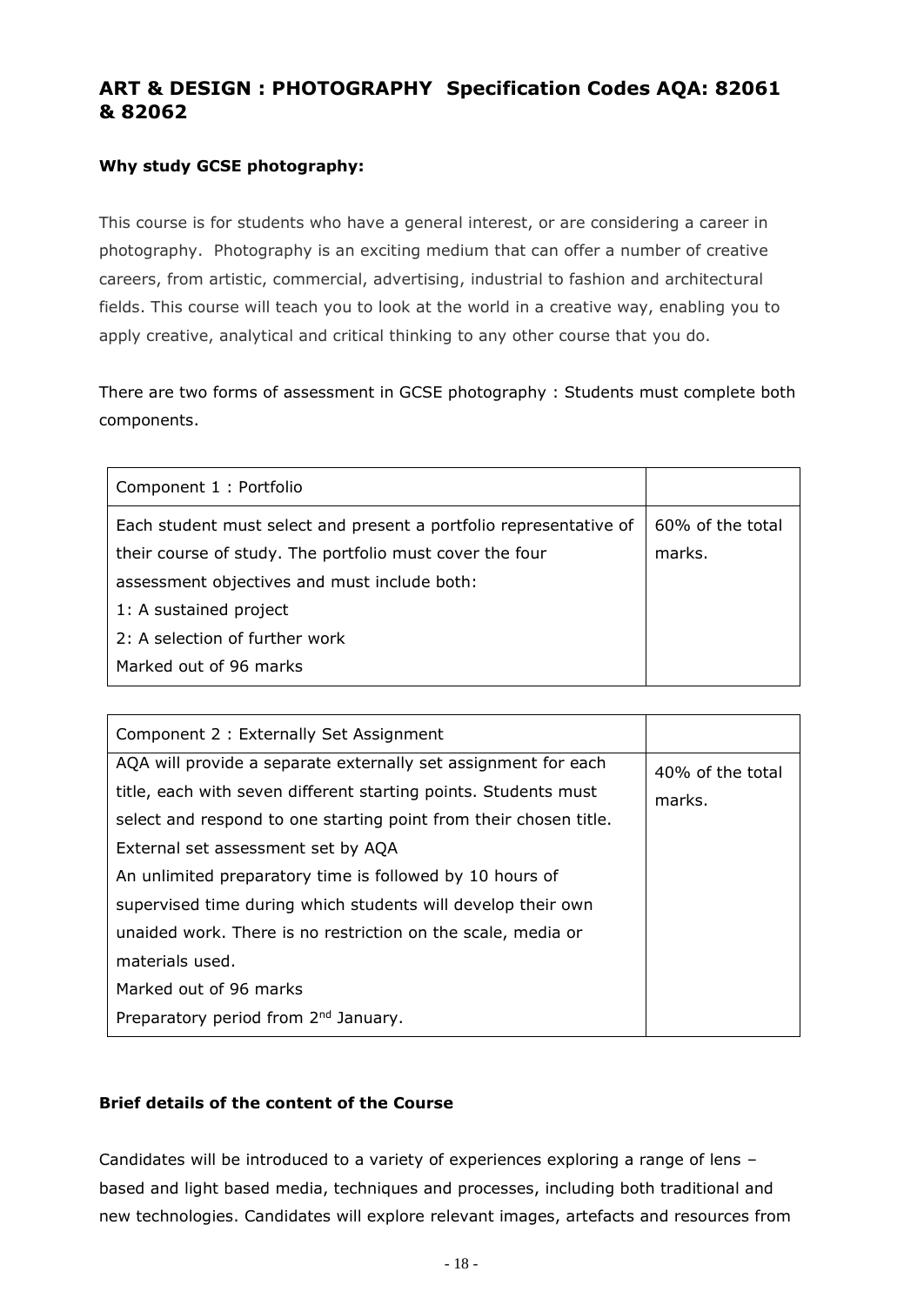## ART & DESIGN : PHOTOGRAPHY Specification Codes AQA: 82061 & 82062

**Why study GCSE photography:**

This course is for students who have a general interest, or are considering a career in photography. Photography is an exciting medium that can offer a number of creative careers, from artistic, commercial, advertising, industrial to fashion and architectural fields. This course will teach you to look at the world in a creative way, enabling you to apply creative, analytical and critical thinking to any other course that you do.

There are two forms of assessment in GCSE photography : Students must complete both components.

| Component 1 : Portfolio | |
|---|---|
| Each student must select and present a portfolio representative of their course of study. The portfolio must cover the four assessment objectives and must include both:<br>1: A sustained project<br>2: A selection of further work<br>Marked out of 96 marks | 60% of the total marks. |

| Component 2 : Externally Set Assignment | |
|---|---|
| AQA will provide a separate externally set assignment for each title, each with seven different starting points. Students must select and respond to one starting point from their chosen title.<br>External set assessment set by AQA<br>An unlimited preparatory time is followed by 10 hours of supervised time during which students will develop their own unaided work. There is no restriction on the scale, media or materials used.<br>Marked out of 96 marks<br>Preparatory period from 2nd January. | 40% of the total marks. |

**Brief details of the content of the Course**

Candidates will be introduced to a variety of experiences exploring a range of lens – based and light based media, techniques and processes, including both traditional and new technologies. Candidates will explore relevant images, artefacts and resources from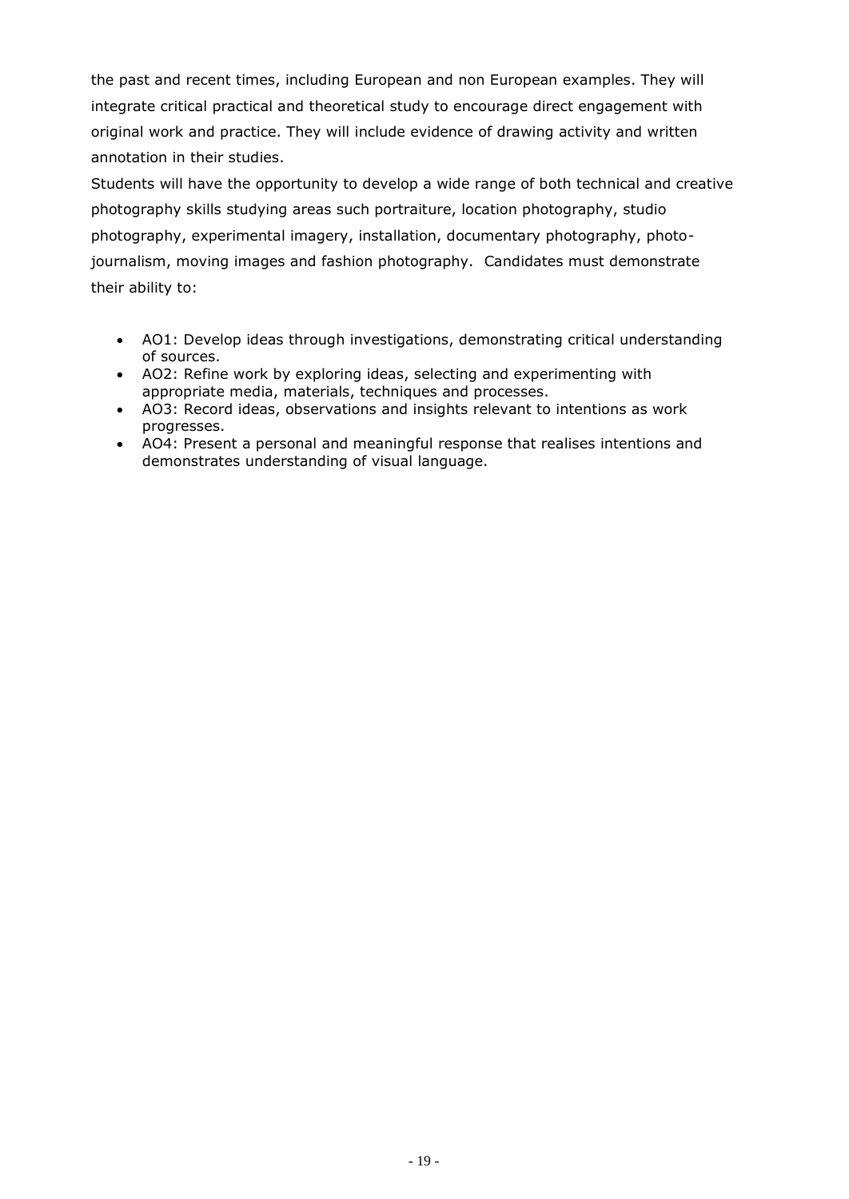the past and recent times, including European and non European examples. They will integrate critical practical and theoretical study to encourage direct engagement with original work and practice. They will include evidence of drawing activity and written annotation in their studies.

Students will have the opportunity to develop a wide range of both technical and creative photography skills studying areas such portraiture, location photography, studio photography, experimental imagery, installation, documentary photography, photo-journalism, moving images and fashion photography. Candidates must demonstrate their ability to:

- AO1: Develop ideas through investigations, demonstrating critical understanding of sources.
- AO2: Refine work by exploring ideas, selecting and experimenting with appropriate media, materials, techniques and processes.
- AO3: Record ideas, observations and insights relevant to intentions as work progresses.
- AO4: Present a personal and meaningful response that realises intentions and demonstrates understanding of visual language.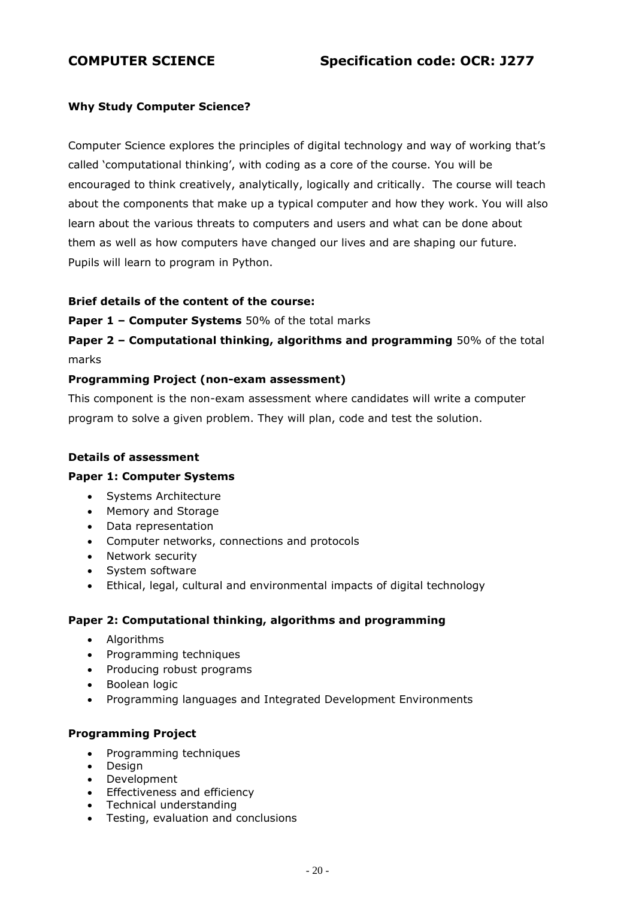# COMPUTER SCIENCE Specification code: OCR: J277

**Why Study Computer Science?**

Computer Science explores the principles of digital technology and way of working that's called 'computational thinking', with coding as a core of the course. You will be encouraged to think creatively, analytically, logically and critically. The course will teach about the components that make up a typical computer and how they work. You will also learn about the various threats to computers and users and what can be done about them as well as how computers have changed our lives and are shaping our future. Pupils will learn to program in Python.

**Brief details of the content of the course:**

**Paper 1 – Computer Systems** 50% of the total marks

**Paper 2 – Computational thinking, algorithms and programming** 50% of the total marks

**Programming Project (non-exam assessment)**

This component is the non-exam assessment where candidates will write a computer program to solve a given problem. They will plan, code and test the solution.

**Details of assessment**

**Paper 1: Computer Systems**

- Systems Architecture
- Memory and Storage
- Data representation
- Computer networks, connections and protocols
- Network security
- System software
- Ethical, legal, cultural and environmental impacts of digital technology

**Paper 2: Computational thinking, algorithms and programming**

- Algorithms
- Programming techniques
- Producing robust programs
- Boolean logic
- Programming languages and Integrated Development Environments

**Programming Project**

- Programming techniques
- Design
- Development
- Effectiveness and efficiency
- Technical understanding
- Testing, evaluation and conclusions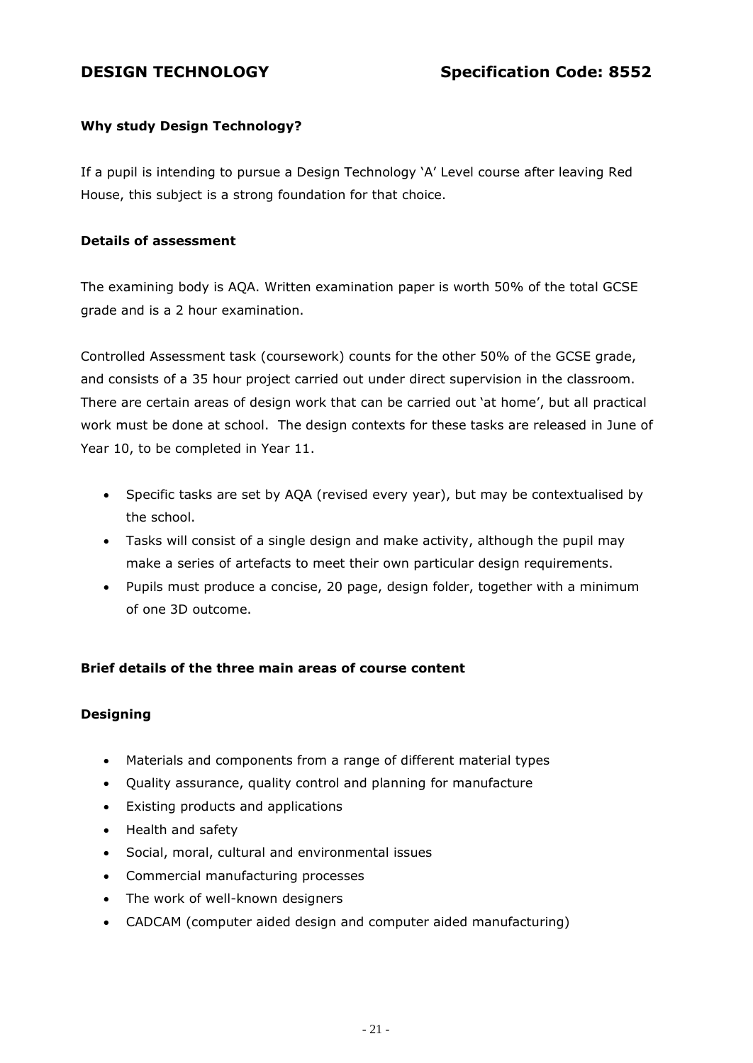## DESIGN TECHNOLOGY Specification Code: 8552

### Why study Design Technology?

If a pupil is intending to pursue a Design Technology 'A' Level course after leaving Red House, this subject is a strong foundation for that choice.

### Details of assessment

The examining body is AQA. Written examination paper is worth 50% of the total GCSE grade and is a 2 hour examination.

Controlled Assessment task (coursework) counts for the other 50% of the GCSE grade, and consists of a 35 hour project carried out under direct supervision in the classroom. There are certain areas of design work that can be carried out 'at home', but all practical work must be done at school. The design contexts for these tasks are released in June of Year 10, to be completed in Year 11.

- Specific tasks are set by AQA (revised every year), but may be contextualised by the school.
- Tasks will consist of a single design and make activity, although the pupil may make a series of artefacts to meet their own particular design requirements.
- Pupils must produce a concise, 20 page, design folder, together with a minimum of one 3D outcome.

### Brief details of the three main areas of course content

#### Designing

- Materials and components from a range of different material types
- Quality assurance, quality control and planning for manufacture
- Existing products and applications
- Health and safety
- Social, moral, cultural and environmental issues
- Commercial manufacturing processes
- The work of well-known designers
- CADCAM (computer aided design and computer aided manufacturing)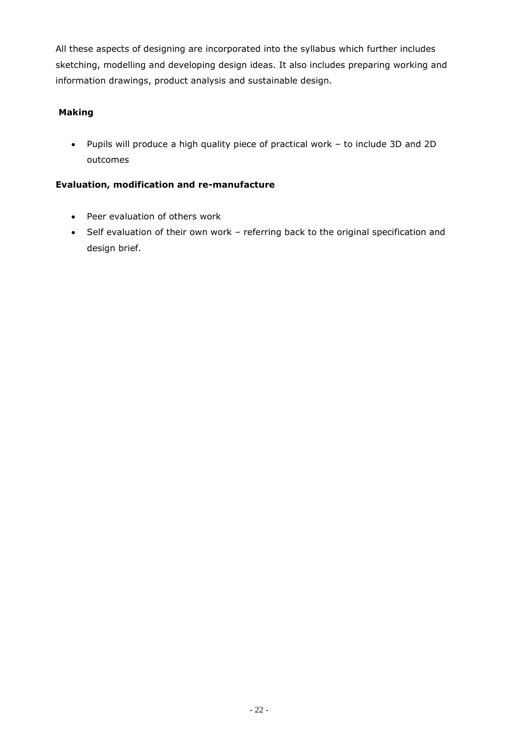All these aspects of designing are incorporated into the syllabus which further includes sketching, modelling and developing design ideas. It also includes preparing working and information drawings, product analysis and sustainable design.

**Making**

- Pupils will produce a high quality piece of practical work – to include 3D and 2D outcomes

**Evaluation, modification and re-manufacture**

- Peer evaluation of others work
- Self evaluation of their own work – referring back to the original specification and design brief.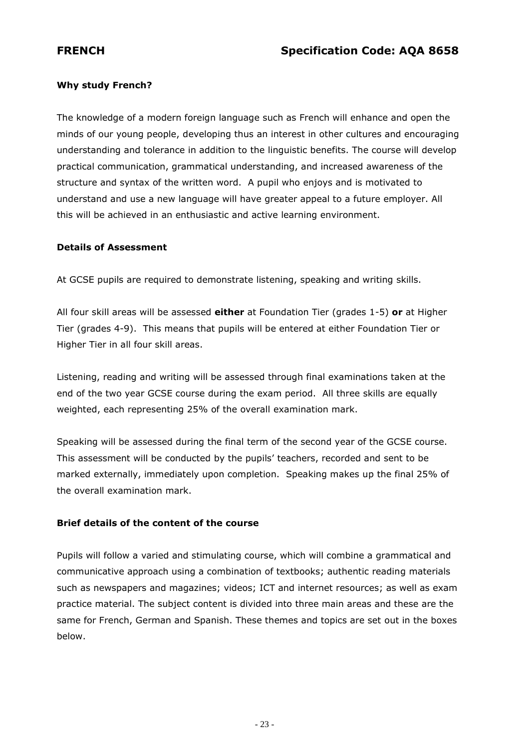# FRENCH — Specification Code: AQA 8658

### Why study French?

The knowledge of a modern foreign language such as French will enhance and open the minds of our young people, developing thus an interest in other cultures and encouraging understanding and tolerance in addition to the linguistic benefits. The course will develop practical communication, grammatical understanding, and increased awareness of the structure and syntax of the written word. A pupil who enjoys and is motivated to understand and use a new language will have greater appeal to a future employer. All this will be achieved in an enthusiastic and active learning environment.

### Details of Assessment

At GCSE pupils are required to demonstrate listening, speaking and writing skills.

All four skill areas will be assessed **either** at Foundation Tier (grades 1-5) **or** at Higher Tier (grades 4-9). This means that pupils will be entered at either Foundation Tier or Higher Tier in all four skill areas.

Listening, reading and writing will be assessed through final examinations taken at the end of the two year GCSE course during the exam period. All three skills are equally weighted, each representing 25% of the overall examination mark.

Speaking will be assessed during the final term of the second year of the GCSE course. This assessment will be conducted by the pupils' teachers, recorded and sent to be marked externally, immediately upon completion. Speaking makes up the final 25% of the overall examination mark.

### Brief details of the content of the course

Pupils will follow a varied and stimulating course, which will combine a grammatical and communicative approach using a combination of textbooks; authentic reading materials such as newspapers and magazines; videos; ICT and internet resources; as well as exam practice material. The subject content is divided into three main areas and these are the same for French, German and Spanish. These themes and topics are set out in the boxes below.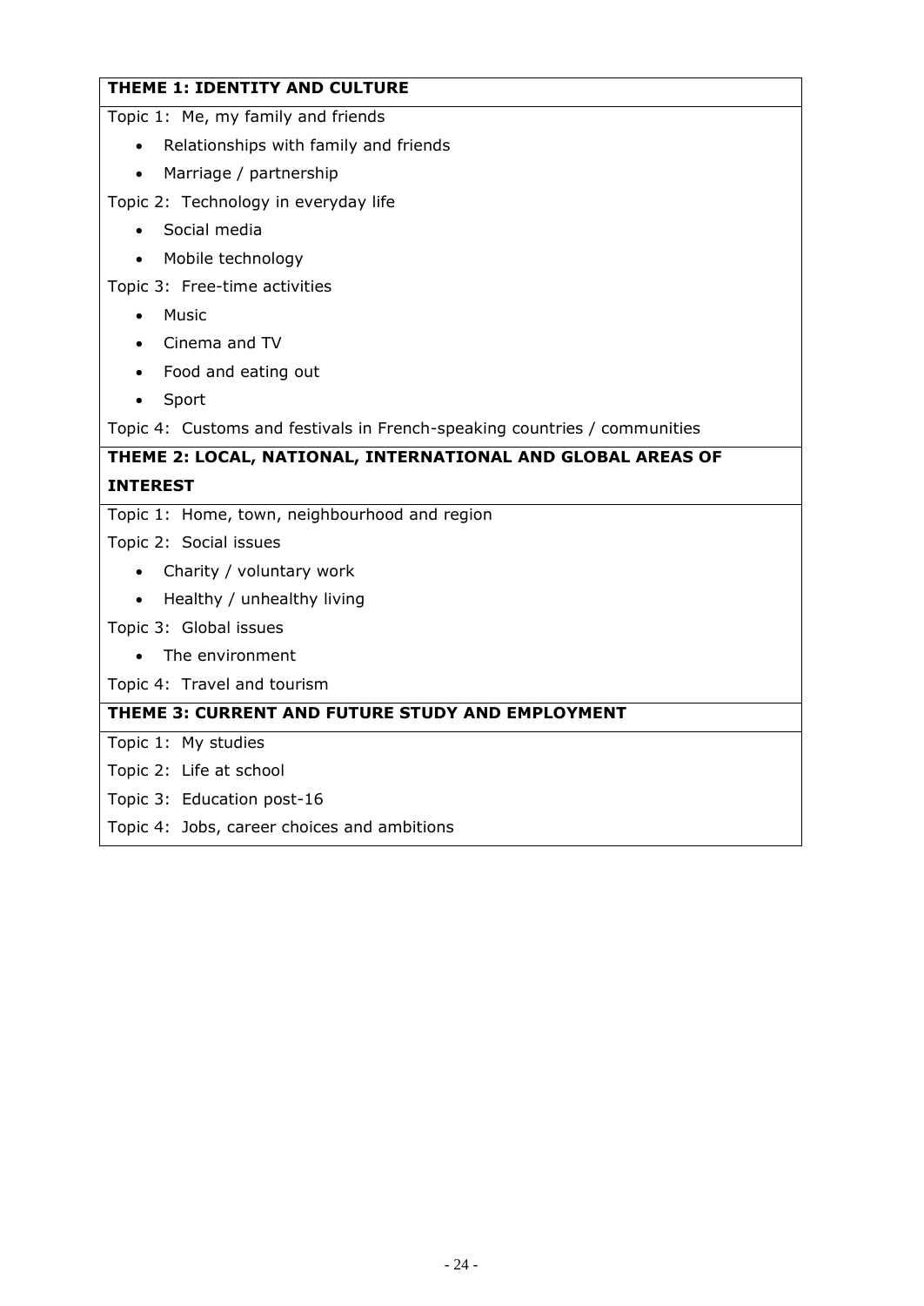**THEME 1: IDENTITY AND CULTURE**

Topic 1: Me, my family and friends

- Relationships with family and friends
- Marriage / partnership

Topic 2: Technology in everyday life

- Social media
- Mobile technology

Topic 3: Free-time activities

- Music
- Cinema and TV
- Food and eating out
- Sport

Topic 4: Customs and festivals in French-speaking countries / communities

**THEME 2: LOCAL, NATIONAL, INTERNATIONAL AND GLOBAL AREAS OF INTEREST**

Topic 1: Home, town, neighbourhood and region

Topic 2: Social issues

- Charity / voluntary work
- Healthy / unhealthy living

Topic 3: Global issues

- The environment

Topic 4: Travel and tourism

**THEME 3: CURRENT AND FUTURE STUDY AND EMPLOYMENT**

Topic 1: My studies

Topic 2: Life at school

Topic 3: Education post-16

Topic 4: Jobs, career choices and ambitions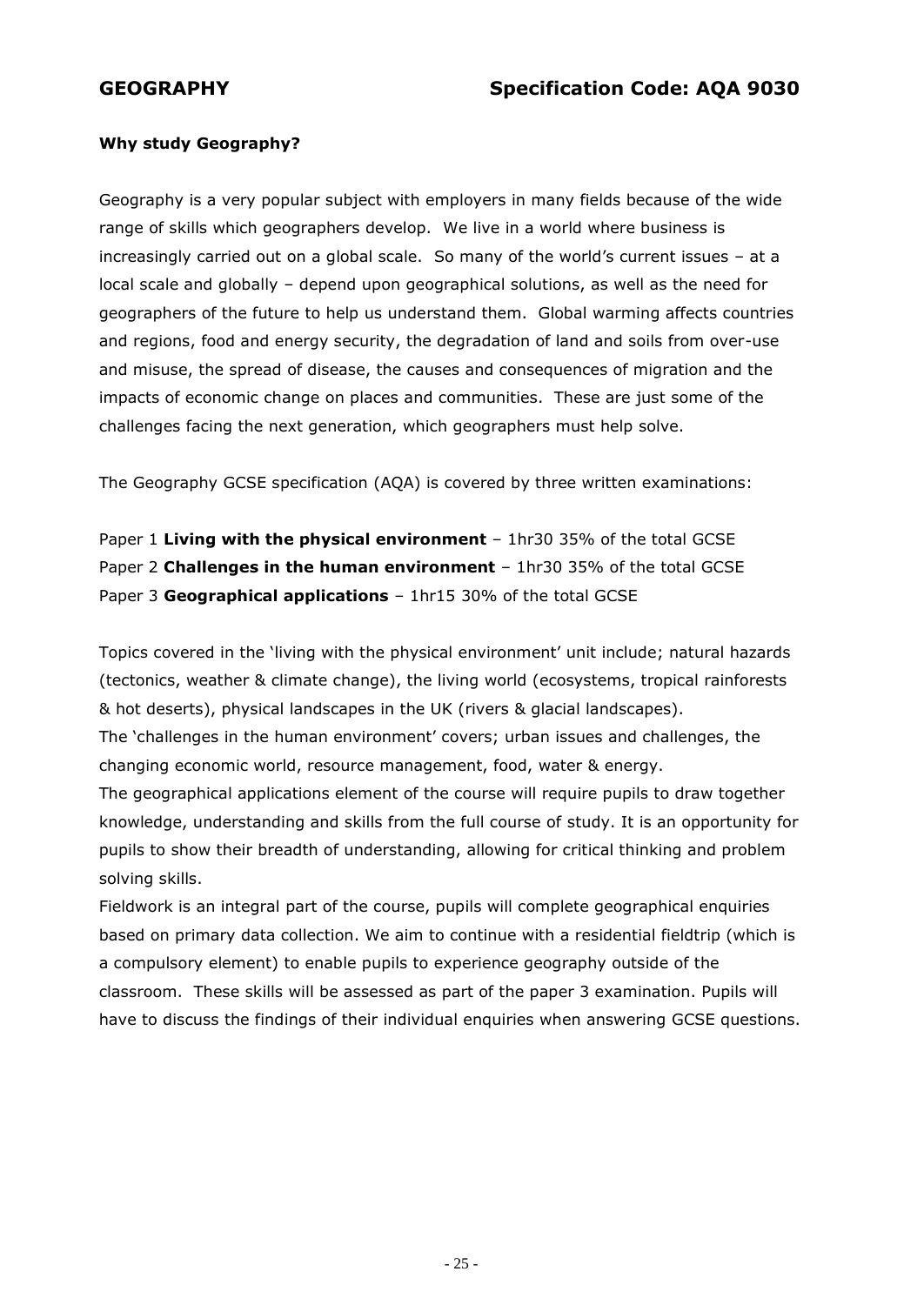# GEOGRAPHY Specification Code: AQA 9030

**Why study Geography?**

Geography is a very popular subject with employers in many fields because of the wide range of skills which geographers develop. We live in a world where business is increasingly carried out on a global scale. So many of the world's current issues – at a local scale and globally – depend upon geographical solutions, as well as the need for geographers of the future to help us understand them. Global warming affects countries and regions, food and energy security, the degradation of land and soils from over-use and misuse, the spread of disease, the causes and consequences of migration and the impacts of economic change on places and communities. These are just some of the challenges facing the next generation, which geographers must help solve.

The Geography GCSE specification (AQA) is covered by three written examinations:

Paper 1 **Living with the physical environment** – 1hr30 35% of the total GCSE
Paper 2 **Challenges in the human environment** – 1hr30 35% of the total GCSE
Paper 3 **Geographical applications** – 1hr15 30% of the total GCSE

Topics covered in the 'living with the physical environment' unit include; natural hazards (tectonics, weather & climate change), the living world (ecosystems, tropical rainforests & hot deserts), physical landscapes in the UK (rivers & glacial landscapes).
The 'challenges in the human environment' covers; urban issues and challenges, the changing economic world, resource management, food, water & energy.
The geographical applications element of the course will require pupils to draw together knowledge, understanding and skills from the full course of study. It is an opportunity for pupils to show their breadth of understanding, allowing for critical thinking and problem solving skills.
Fieldwork is an integral part of the course, pupils will complete geographical enquiries based on primary data collection. We aim to continue with a residential fieldtrip (which is a compulsory element) to enable pupils to experience geography outside of the classroom. These skills will be assessed as part of the paper 3 examination. Pupils will have to discuss the findings of their individual enquiries when answering GCSE questions.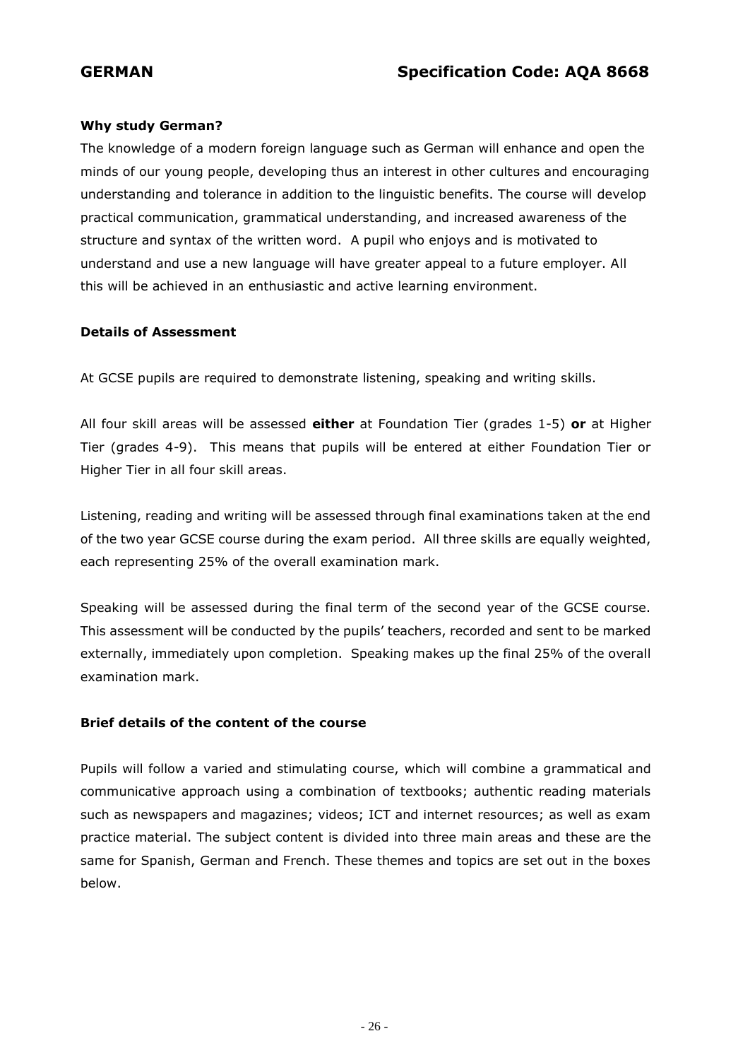## GERMAN Specification Code: AQA 8668

**Why study German?**

The knowledge of a modern foreign language such as German will enhance and open the minds of our young people, developing thus an interest in other cultures and encouraging understanding and tolerance in addition to the linguistic benefits. The course will develop practical communication, grammatical understanding, and increased awareness of the structure and syntax of the written word. A pupil who enjoys and is motivated to understand and use a new language will have greater appeal to a future employer. All this will be achieved in an enthusiastic and active learning environment.

**Details of Assessment**

At GCSE pupils are required to demonstrate listening, speaking and writing skills.

All four skill areas will be assessed **either** at Foundation Tier (grades 1-5) **or** at Higher Tier (grades 4-9). This means that pupils will be entered at either Foundation Tier or Higher Tier in all four skill areas.

Listening, reading and writing will be assessed through final examinations taken at the end of the two year GCSE course during the exam period. All three skills are equally weighted, each representing 25% of the overall examination mark.

Speaking will be assessed during the final term of the second year of the GCSE course. This assessment will be conducted by the pupils' teachers, recorded and sent to be marked externally, immediately upon completion. Speaking makes up the final 25% of the overall examination mark.

**Brief details of the content of the course**

Pupils will follow a varied and stimulating course, which will combine a grammatical and communicative approach using a combination of textbooks; authentic reading materials such as newspapers and magazines; videos; ICT and internet resources; as well as exam practice material. The subject content is divided into three main areas and these are the same for Spanish, German and French. These themes and topics are set out in the boxes below.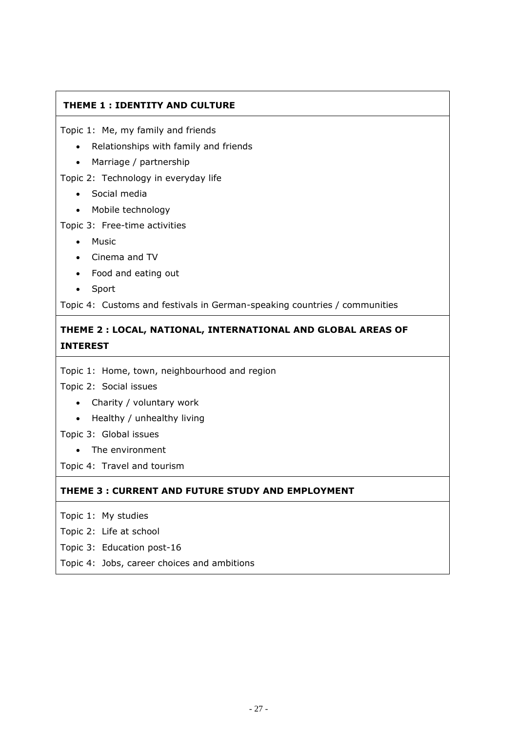**THEME 1 : IDENTITY AND CULTURE**

Topic 1: Me, my family and friends

- Relationships with family and friends
- Marriage / partnership

Topic 2: Technology in everyday life

- Social media
- Mobile technology

Topic 3: Free-time activities

- Music
- Cinema and TV
- Food and eating out
- Sport

Topic 4: Customs and festivals in German-speaking countries / communities

**THEME 2 : LOCAL, NATIONAL, INTERNATIONAL AND GLOBAL AREAS OF INTEREST**

Topic 1: Home, town, neighbourhood and region

Topic 2: Social issues

- Charity / voluntary work
- Healthy / unhealthy living

Topic 3: Global issues

- The environment

Topic 4: Travel and tourism

**THEME 3 : CURRENT AND FUTURE STUDY AND EMPLOYMENT**

Topic 1: My studies

Topic 2: Life at school

Topic 3: Education post-16

Topic 4: Jobs, career choices and ambitions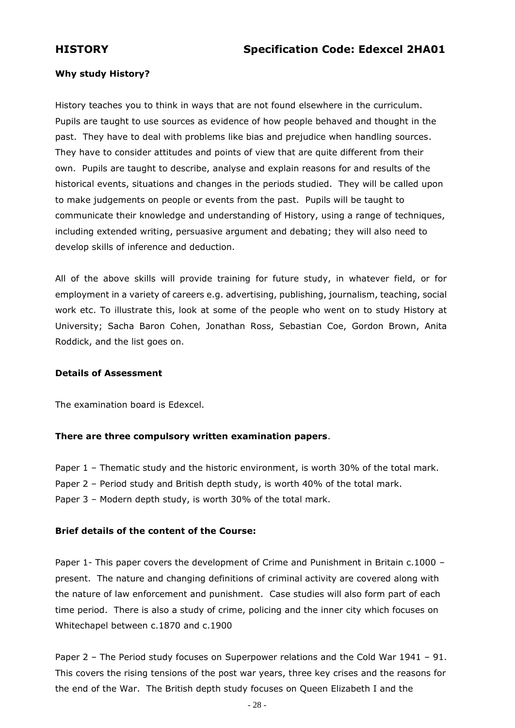# HISTORY — Specification Code: Edexcel 2HA01

**Why study History?**

History teaches you to think in ways that are not found elsewhere in the curriculum. Pupils are taught to use sources as evidence of how people behaved and thought in the past. They have to deal with problems like bias and prejudice when handling sources. They have to consider attitudes and points of view that are quite different from their own. Pupils are taught to describe, analyse and explain reasons for and results of the historical events, situations and changes in the periods studied. They will be called upon to make judgements on people or events from the past. Pupils will be taught to communicate their knowledge and understanding of History, using a range of techniques, including extended writing, persuasive argument and debating; they will also need to develop skills of inference and deduction.

All of the above skills will provide training for future study, in whatever field, or for employment in a variety of careers e.g. advertising, publishing, journalism, teaching, social work etc. To illustrate this, look at some of the people who went on to study History at University; Sacha Baron Cohen, Jonathan Ross, Sebastian Coe, Gordon Brown, Anita Roddick, and the list goes on.

**Details of Assessment**

The examination board is Edexcel.

**There are three compulsory written examination papers**.

Paper 1 – Thematic study and the historic environment, is worth 30% of the total mark.
Paper 2 – Period study and British depth study, is worth 40% of the total mark.
Paper 3 – Modern depth study, is worth 30% of the total mark.

**Brief details of the content of the Course:**

Paper 1- This paper covers the development of Crime and Punishment in Britain c.1000 – present. The nature and changing definitions of criminal activity are covered along with the nature of law enforcement and punishment. Case studies will also form part of each time period. There is also a study of crime, policing and the inner city which focuses on Whitechapel between c.1870 and c.1900

Paper 2 – The Period study focuses on Superpower relations and the Cold War 1941 – 91. This covers the rising tensions of the post war years, three key crises and the reasons for the end of the War. The British depth study focuses on Queen Elizabeth I and the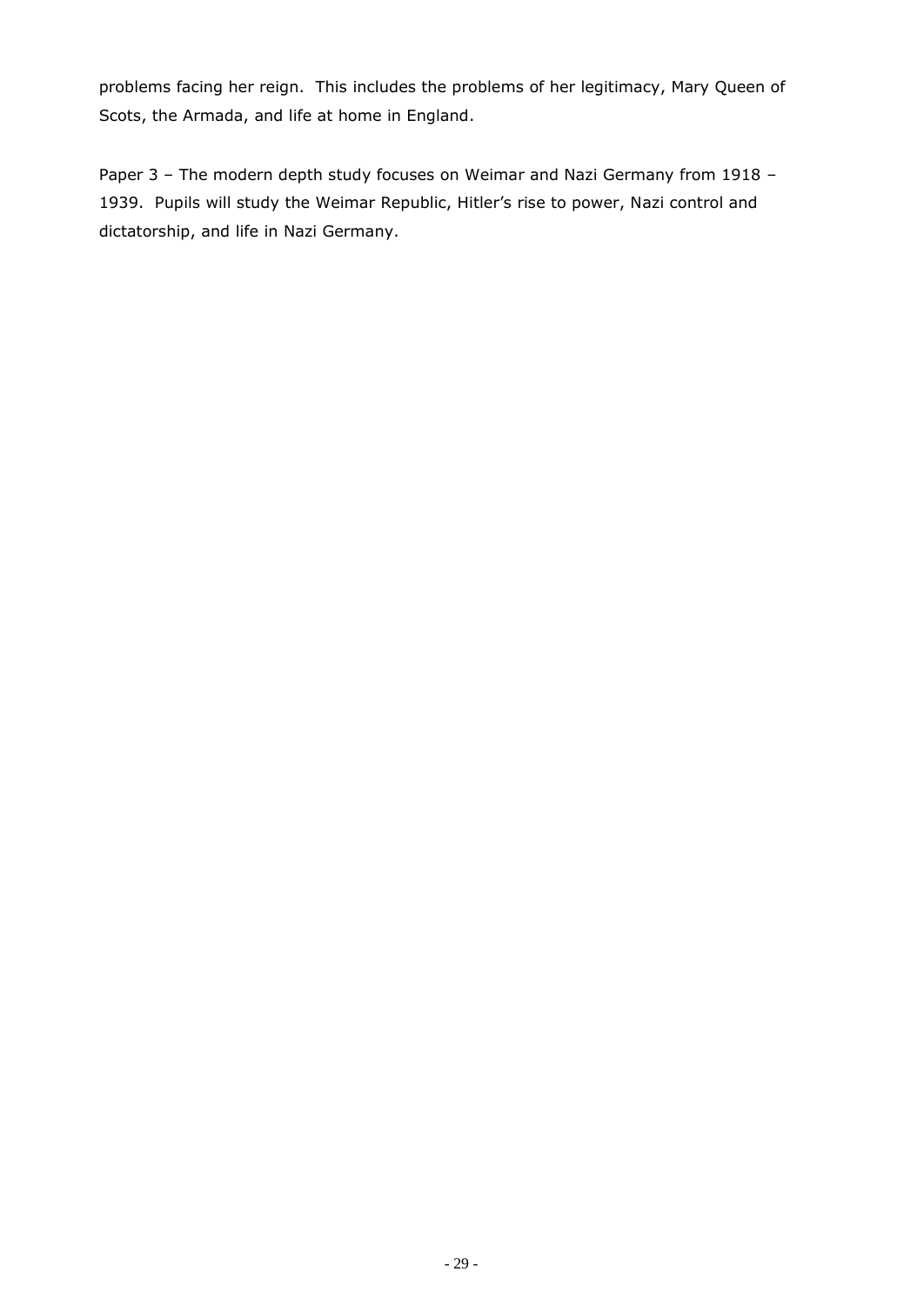problems facing her reign. This includes the problems of her legitimacy, Mary Queen of Scots, the Armada, and life at home in England.

Paper 3 – The modern depth study focuses on Weimar and Nazi Germany from 1918 – 1939. Pupils will study the Weimar Republic, Hitler's rise to power, Nazi control and dictatorship, and life in Nazi Germany.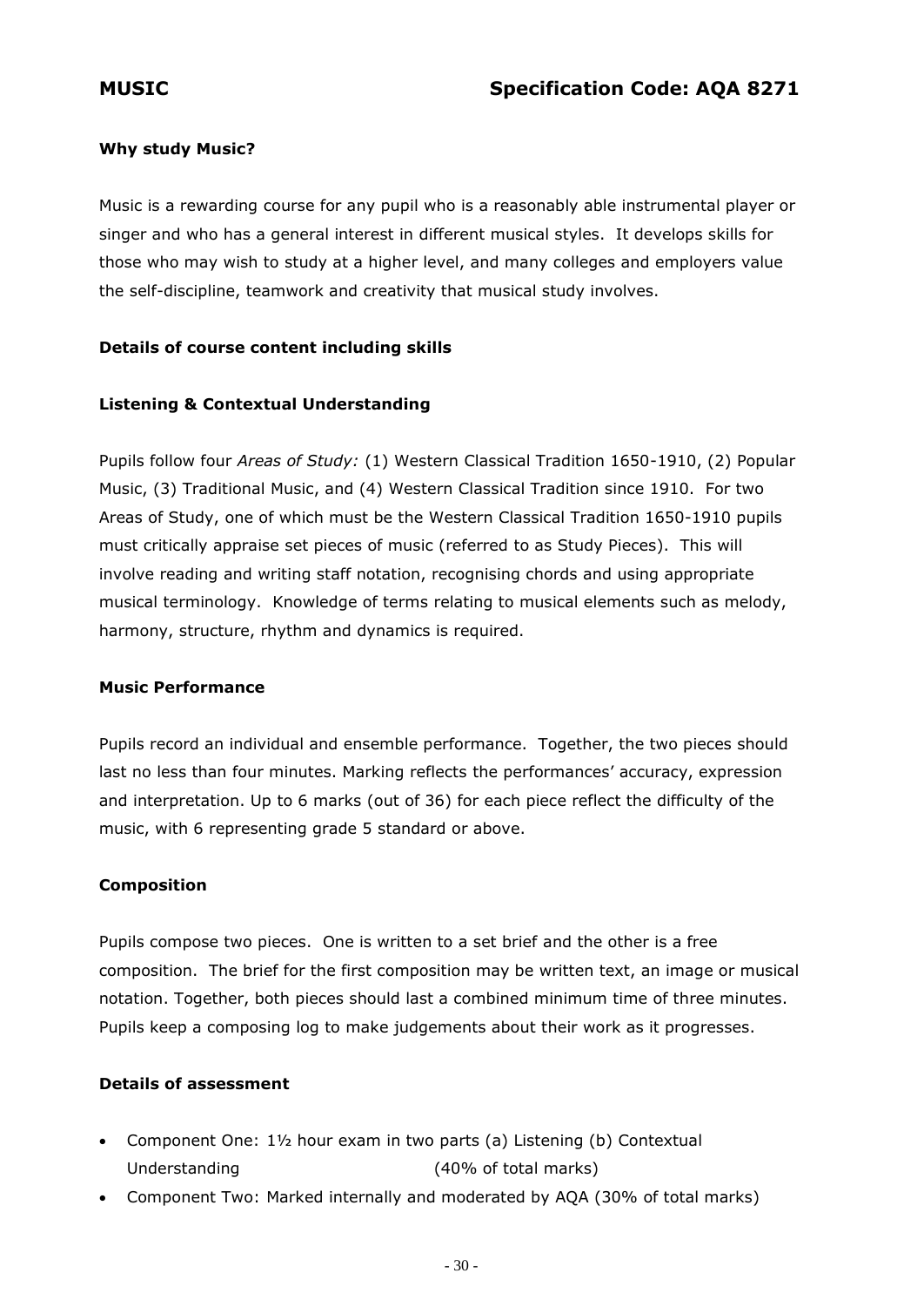# MUSIC — Specification Code: AQA 8271

### Why study Music?

Music is a rewarding course for any pupil who is a reasonably able instrumental player or singer and who has a general interest in different musical styles. It develops skills for those who may wish to study at a higher level, and many colleges and employers value the self-discipline, teamwork and creativity that musical study involves.

### Details of course content including skills

#### Listening & Contextual Understanding

Pupils follow four *Areas of Study:* (1) Western Classical Tradition 1650-1910, (2) Popular Music, (3) Traditional Music, and (4) Western Classical Tradition since 1910. For two Areas of Study, one of which must be the Western Classical Tradition 1650-1910 pupils must critically appraise set pieces of music (referred to as Study Pieces). This will involve reading and writing staff notation, recognising chords and using appropriate musical terminology. Knowledge of terms relating to musical elements such as melody, harmony, structure, rhythm and dynamics is required.

#### Music Performance

Pupils record an individual and ensemble performance. Together, the two pieces should last no less than four minutes. Marking reflects the performances' accuracy, expression and interpretation. Up to 6 marks (out of 36) for each piece reflect the difficulty of the music, with 6 representing grade 5 standard or above.

#### Composition

Pupils compose two pieces. One is written to a set brief and the other is a free composition. The brief for the first composition may be written text, an image or musical notation. Together, both pieces should last a combined minimum time of three minutes. Pupils keep a composing log to make judgements about their work as it progresses.

### Details of assessment

- Component One: 1½ hour exam in two parts (a) Listening (b) Contextual Understanding (40% of total marks)
- Component Two: Marked internally and moderated by AQA (30% of total marks)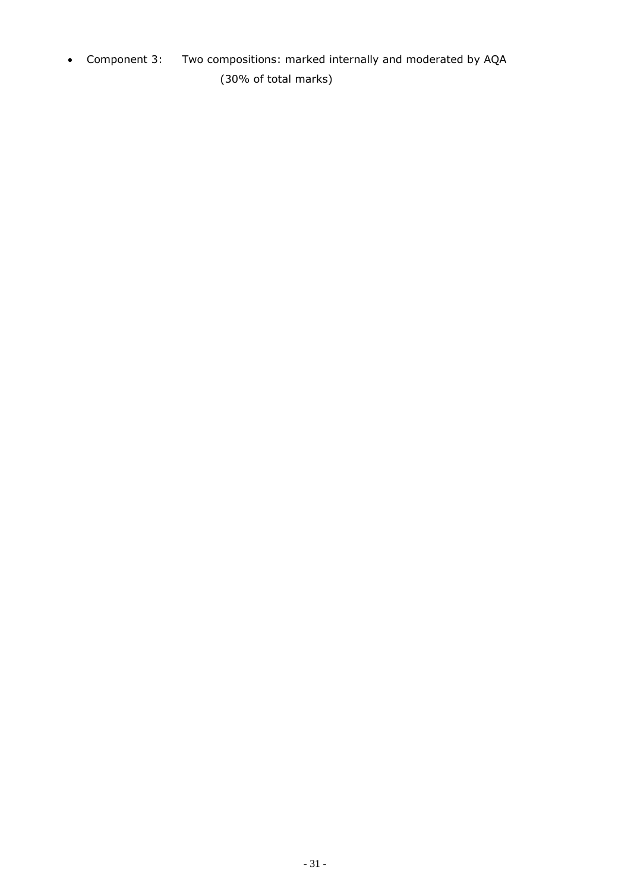- Component 3: Two compositions: marked internally and moderated by AQA (30% of total marks)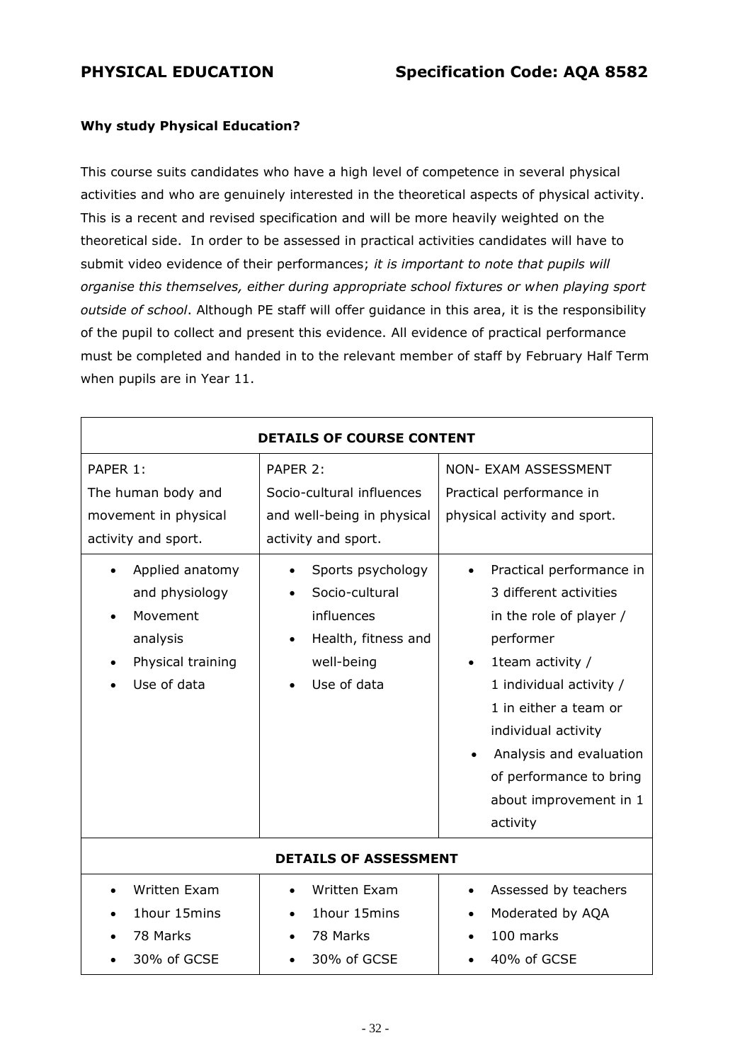## PHYSICAL EDUCATION — Specification Code: AQA 8582

**Why study Physical Education?**

This course suits candidates who have a high level of competence in several physical activities and who are genuinely interested in the theoretical aspects of physical activity. This is a recent and revised specification and will be more heavily weighted on the theoretical side. In order to be assessed in practical activities candidates will have to submit video evidence of their performances; *it is important to note that pupils will organise this themselves, either during appropriate school fixtures or when playing sport outside of school*. Although PE staff will offer guidance in this area, it is the responsibility of the pupil to collect and present this evidence. All evidence of practical performance must be completed and handed in to the relevant member of staff by February Half Term when pupils are in Year 11.

| **DETAILS OF COURSE CONTENT** | | |
|---|---|---|
| PAPER 1:<br>The human body and movement in physical activity and sport. | PAPER 2:<br>Socio-cultural influences and well-being in physical activity and sport. | NON- EXAM ASSESSMENT<br>Practical performance in physical activity and sport. |
| • Applied anatomy and physiology<br>• Movement analysis<br>• Physical training<br>• Use of data | • Sports psychology<br>• Socio-cultural influences<br>• Health, fitness and well-being<br>• Use of data | • Practical performance in 3 different activities in the role of player / performer<br>• 1team activity / 1 individual activity / 1 in either a team or individual activity<br>• Analysis and evaluation of performance to bring about improvement in 1 activity |
| **DETAILS OF ASSESSMENT** | | |
| • Written Exam<br>• 1hour 15mins<br>• 78 Marks<br>• 30% of GCSE | • Written Exam<br>• 1hour 15mins<br>• 78 Marks<br>• 30% of GCSE | • Assessed by teachers<br>• Moderated by AQA<br>• 100 marks<br>• 40% of GCSE |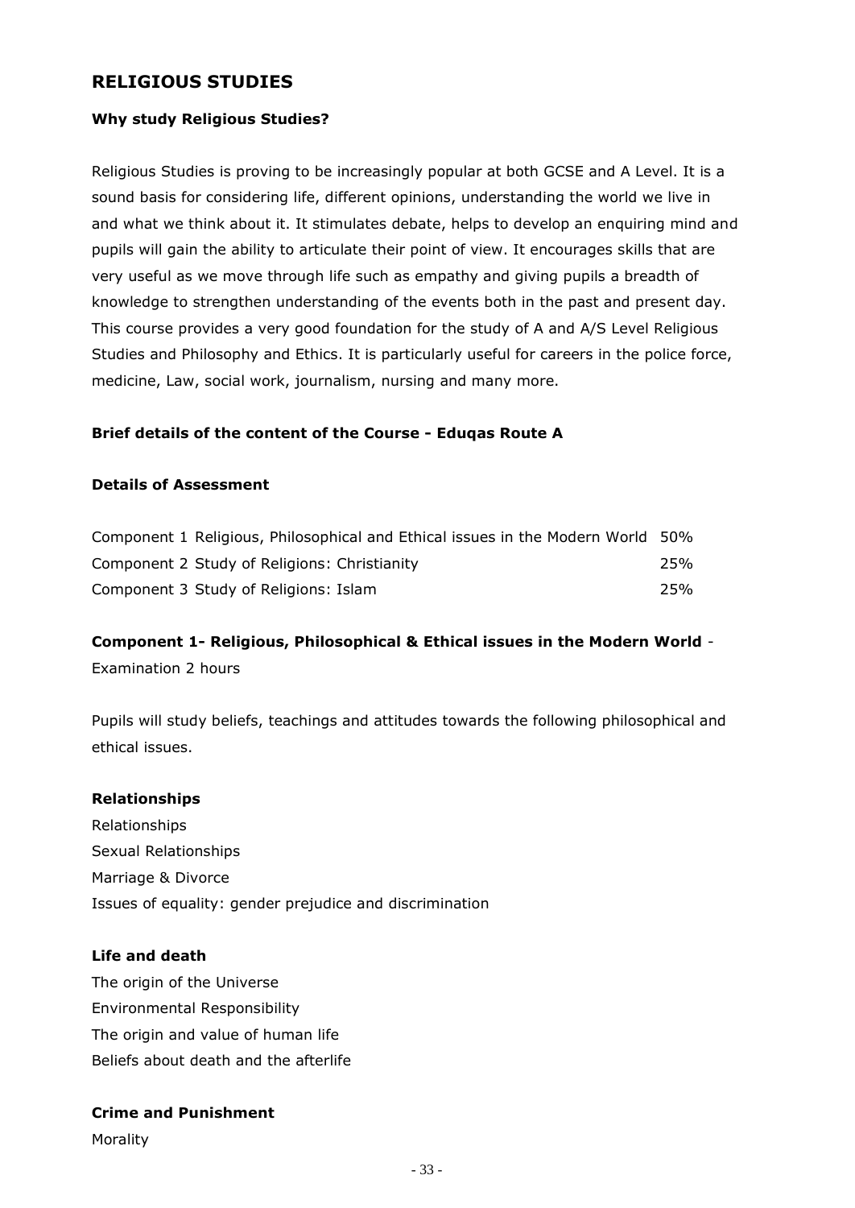## RELIGIOUS STUDIES

**Why study Religious Studies?**

Religious Studies is proving to be increasingly popular at both GCSE and A Level. It is a sound basis for considering life, different opinions, understanding the world we live in and what we think about it. It stimulates debate, helps to develop an enquiring mind and pupils will gain the ability to articulate their point of view. It encourages skills that are very useful as we move through life such as empathy and giving pupils a breadth of knowledge to strengthen understanding of the events both in the past and present day. This course provides a very good foundation for the study of A and A/S Level Religious Studies and Philosophy and Ethics. It is particularly useful for careers in the police force, medicine, Law, social work, journalism, nursing and many more.

**Brief details of the content of the Course - Eduqas Route A**

**Details of Assessment**

| | |
|---|---|
| Component 1 Religious, Philosophical and Ethical issues in the Modern World | 50% |
| Component 2 Study of Religions: Christianity | 25% |
| Component 3 Study of Religions: Islam | 25% |

**Component 1- Religious, Philosophical & Ethical issues in the Modern World** - Examination 2 hours

Pupils will study beliefs, teachings and attitudes towards the following philosophical and ethical issues.

**Relationships**

Relationships
Sexual Relationships
Marriage & Divorce
Issues of equality: gender prejudice and discrimination

**Life and death**

The origin of the Universe
Environmental Responsibility
The origin and value of human life
Beliefs about death and the afterlife

**Crime and Punishment**

Morality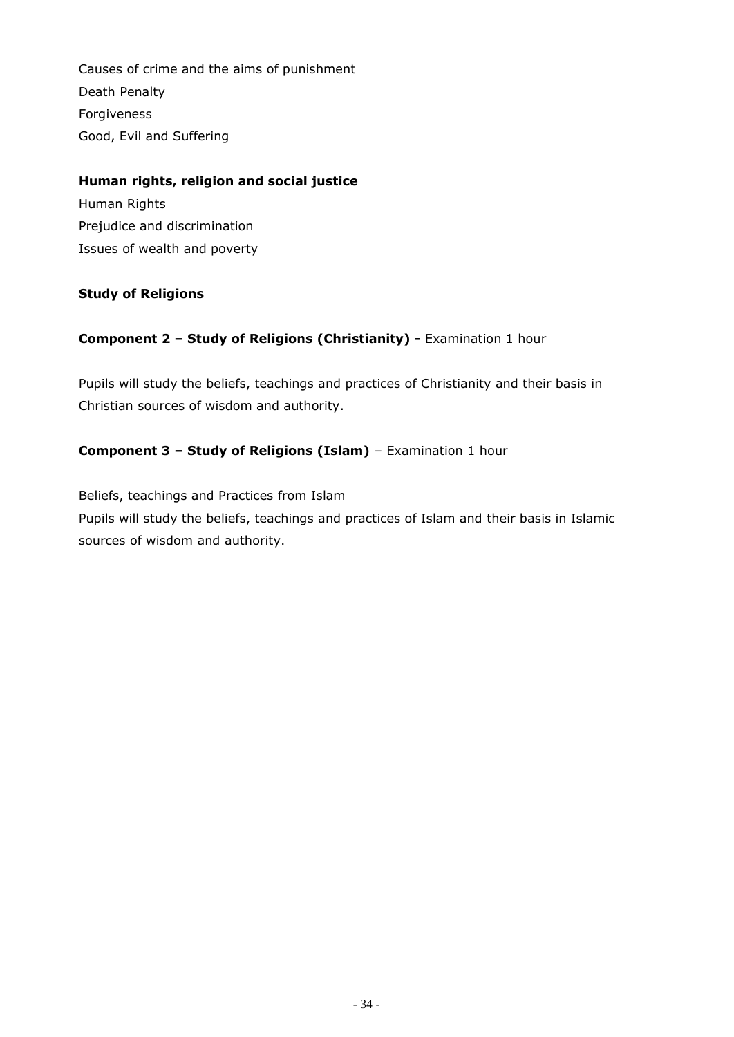Causes of crime and the aims of punishment
Death Penalty
Forgiveness
Good, Evil and Suffering

**Human rights, religion and social justice**
Human Rights
Prejudice and discrimination
Issues of wealth and poverty

**Study of Religions**

**Component 2 – Study of Religions (Christianity) -** Examination 1 hour

Pupils will study the beliefs, teachings and practices of Christianity and their basis in Christian sources of wisdom and authority.

**Component 3 – Study of Religions (Islam)** – Examination 1 hour

Beliefs, teachings and Practices from Islam
Pupils will study the beliefs, teachings and practices of Islam and their basis in Islamic sources of wisdom and authority.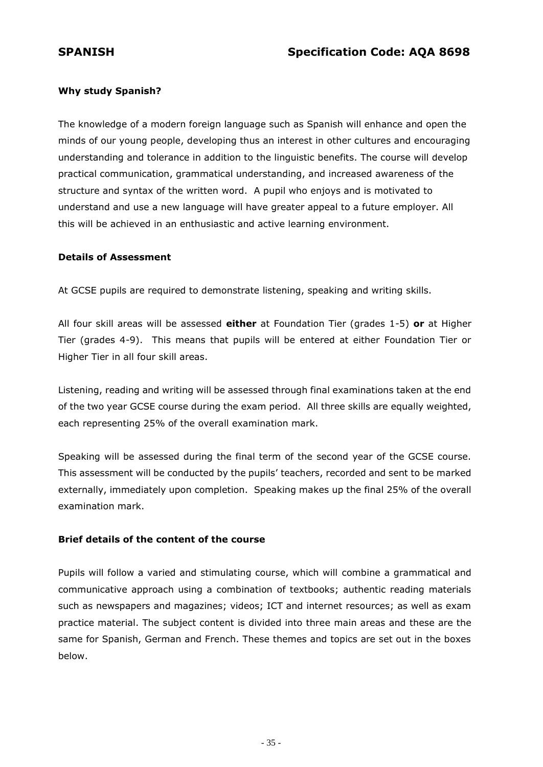## SPANISH — Specification Code: AQA 8698

### Why study Spanish?

The knowledge of a modern foreign language such as Spanish will enhance and open the minds of our young people, developing thus an interest in other cultures and encouraging understanding and tolerance in addition to the linguistic benefits. The course will develop practical communication, grammatical understanding, and increased awareness of the structure and syntax of the written word. A pupil who enjoys and is motivated to understand and use a new language will have greater appeal to a future employer. All this will be achieved in an enthusiastic and active learning environment.

### Details of Assessment

At GCSE pupils are required to demonstrate listening, speaking and writing skills.

All four skill areas will be assessed **either** at Foundation Tier (grades 1-5) **or** at Higher Tier (grades 4-9). This means that pupils will be entered at either Foundation Tier or Higher Tier in all four skill areas.

Listening, reading and writing will be assessed through final examinations taken at the end of the two year GCSE course during the exam period. All three skills are equally weighted, each representing 25% of the overall examination mark.

Speaking will be assessed during the final term of the second year of the GCSE course. This assessment will be conducted by the pupils' teachers, recorded and sent to be marked externally, immediately upon completion. Speaking makes up the final 25% of the overall examination mark.

### Brief details of the content of the course

Pupils will follow a varied and stimulating course, which will combine a grammatical and communicative approach using a combination of textbooks; authentic reading materials such as newspapers and magazines; videos; ICT and internet resources; as well as exam practice material. The subject content is divided into three main areas and these are the same for Spanish, German and French. These themes and topics are set out in the boxes below.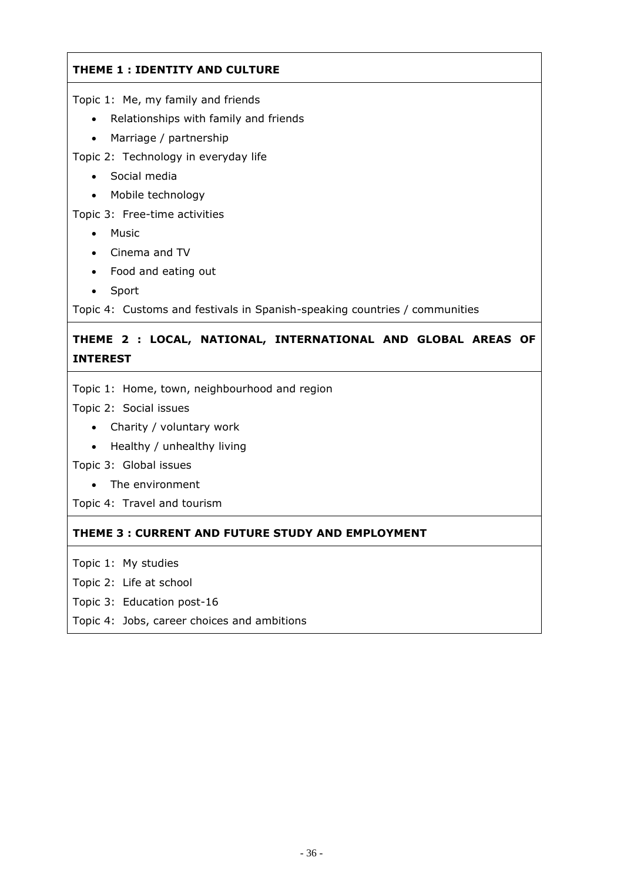**THEME 1 : IDENTITY AND CULTURE**

Topic 1: Me, my family and friends

- Relationships with family and friends
- Marriage / partnership

Topic 2: Technology in everyday life

- Social media
- Mobile technology

Topic 3: Free-time activities

- Music
- Cinema and TV
- Food and eating out
- Sport

Topic 4: Customs and festivals in Spanish-speaking countries / communities

**THEME 2 : LOCAL, NATIONAL, INTERNATIONAL AND GLOBAL AREAS OF INTEREST**

Topic 1: Home, town, neighbourhood and region

Topic 2: Social issues

- Charity / voluntary work
- Healthy / unhealthy living

Topic 3: Global issues

- The environment

Topic 4: Travel and tourism

**THEME 3 : CURRENT AND FUTURE STUDY AND EMPLOYMENT**

Topic 1: My studies

Topic 2: Life at school

Topic 3: Education post-16

Topic 4: Jobs, career choices and ambitions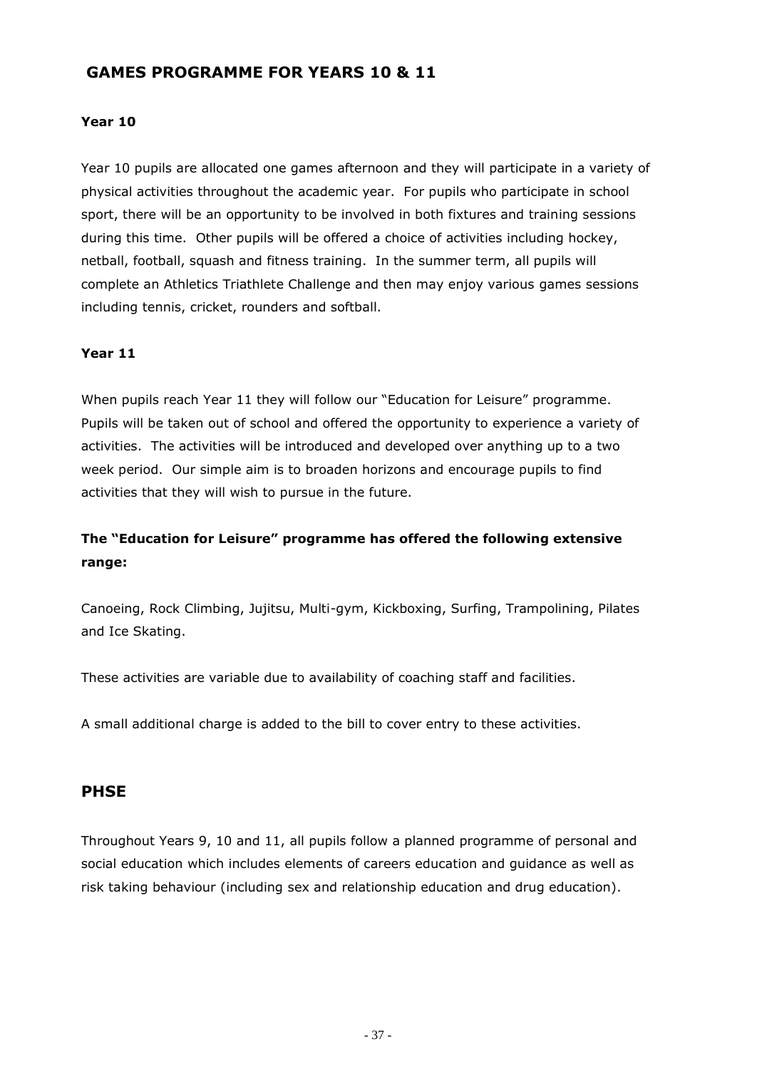## GAMES PROGRAMME FOR YEARS 10 & 11

### Year 10

Year 10 pupils are allocated one games afternoon and they will participate in a variety of physical activities throughout the academic year. For pupils who participate in school sport, there will be an opportunity to be involved in both fixtures and training sessions during this time. Other pupils will be offered a choice of activities including hockey, netball, football, squash and fitness training. In the summer term, all pupils will complete an Athletics Triathlete Challenge and then may enjoy various games sessions including tennis, cricket, rounders and softball.

### Year 11

When pupils reach Year 11 they will follow our "Education for Leisure" programme. Pupils will be taken out of school and offered the opportunity to experience a variety of activities. The activities will be introduced and developed over anything up to a two week period. Our simple aim is to broaden horizons and encourage pupils to find activities that they will wish to pursue in the future.

**The "Education for Leisure" programme has offered the following extensive range:**

Canoeing, Rock Climbing, Jujitsu, Multi-gym, Kickboxing, Surfing, Trampolining, Pilates and Ice Skating.

These activities are variable due to availability of coaching staff and facilities.

A small additional charge is added to the bill to cover entry to these activities.

## PHSE

Throughout Years 9, 10 and 11, all pupils follow a planned programme of personal and social education which includes elements of careers education and guidance as well as risk taking behaviour (including sex and relationship education and drug education).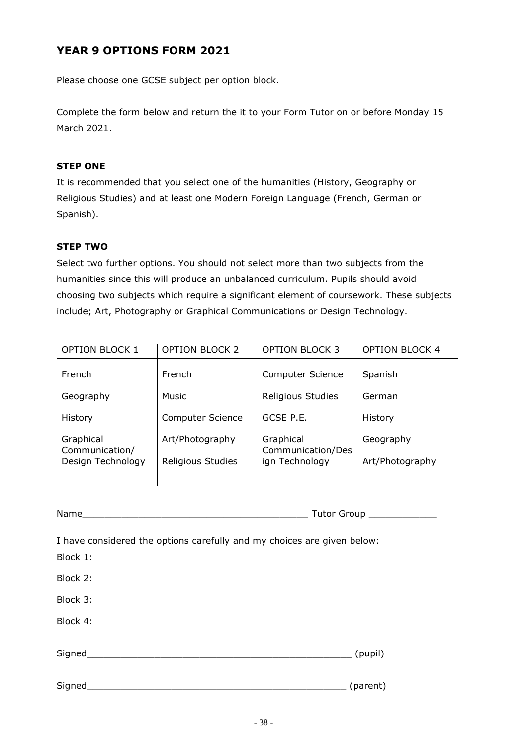## YEAR 9 OPTIONS FORM 2021

Please choose one GCSE subject per option block.

Complete the form below and return the it to your Form Tutor on or before Monday 15 March 2021.

### STEP ONE

It is recommended that you select one of the humanities (History, Geography or Religious Studies) and at least one Modern Foreign Language (French, German or Spanish).

### STEP TWO

Select two further options. You should not select more than two subjects from the humanities since this will produce an unbalanced curriculum. Pupils should avoid choosing two subjects which require a significant element of coursework. These subjects include; Art, Photography or Graphical Communications or Design Technology.

| OPTION BLOCK 1 | OPTION BLOCK 2 | OPTION BLOCK 3 | OPTION BLOCK 4 |
|---|---|---|---|
| French | French | Computer Science | Spanish |
| Geography | Music | Religious Studies | German |
| History | Computer Science | GCSE P.E. | History |
| Graphical Communication/ Design Technology | Art/Photography | Graphical Communication/Design Technology | Geography |
| | Religious Studies | | Art/Photography |

Name________________________________________ Tutor Group ____________

I have considered the options carefully and my choices are given below:

Block 1:

Block 2:

Block 3:

Block 4:

Signed________________________________________________ (pupil)

Signed________________________________________________ (parent)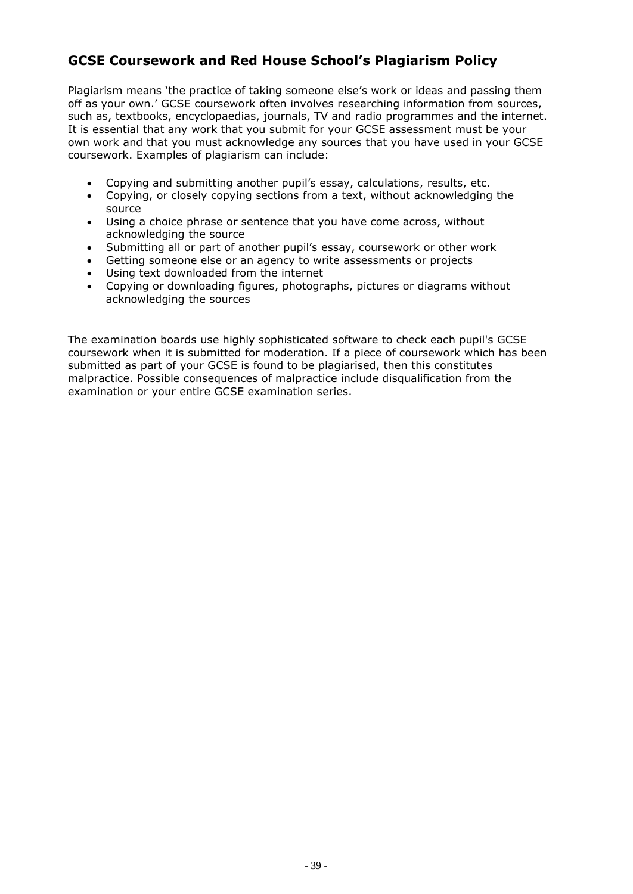## GCSE Coursework and Red House School's Plagiarism Policy

Plagiarism means 'the practice of taking someone else's work or ideas and passing them off as your own.' GCSE coursework often involves researching information from sources, such as, textbooks, encyclopaedias, journals, TV and radio programmes and the internet. It is essential that any work that you submit for your GCSE assessment must be your own work and that you must acknowledge any sources that you have used in your GCSE coursework. Examples of plagiarism can include:

- Copying and submitting another pupil's essay, calculations, results, etc.
- Copying, or closely copying sections from a text, without acknowledging the source
- Using a choice phrase or sentence that you have come across, without acknowledging the source
- Submitting all or part of another pupil's essay, coursework or other work
- Getting someone else or an agency to write assessments or projects
- Using text downloaded from the internet
- Copying or downloading figures, photographs, pictures or diagrams without acknowledging the sources

The examination boards use highly sophisticated software to check each pupil's GCSE coursework when it is submitted for moderation. If a piece of coursework which has been submitted as part of your GCSE is found to be plagiarised, then this constitutes malpractice. Possible consequences of malpractice include disqualification from the examination or your entire GCSE examination series.